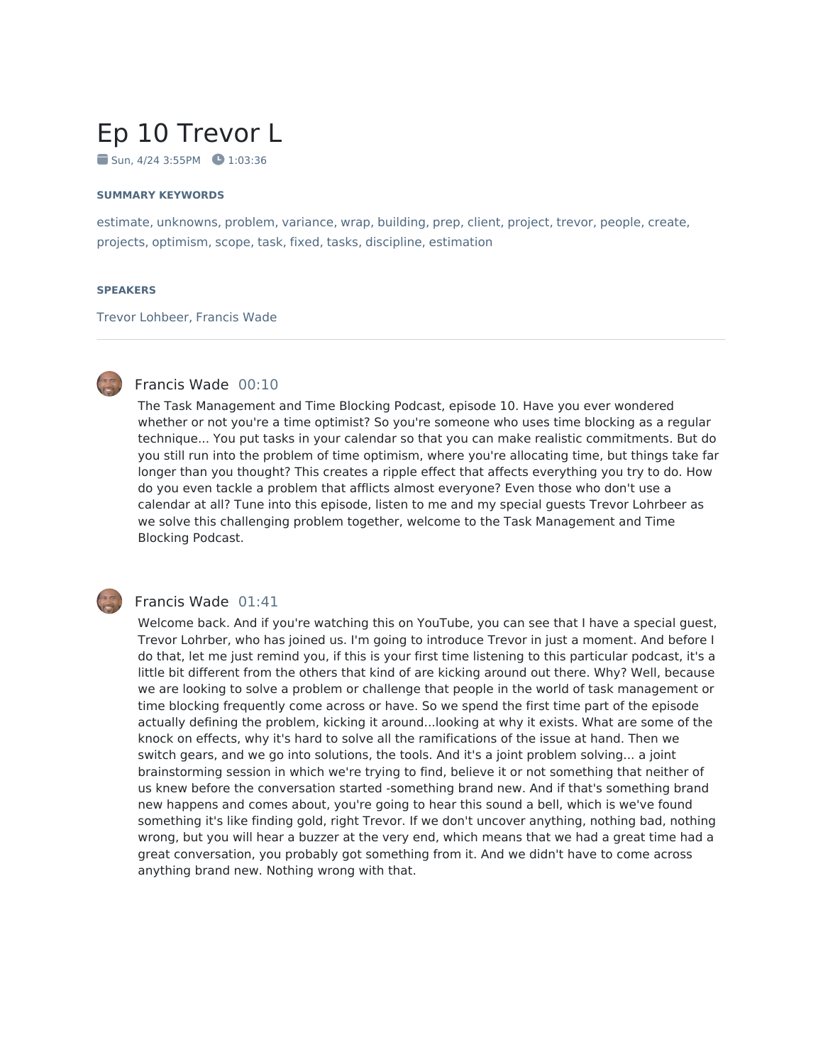# Ep 10 Trevor L

Sun, 4/24 3:55PM   1:03:36

#### SUMMARY KEYWORDS

estimate, unknowns, problem, variance, wrap, building, prep, client, project, trevor, people, create, projects, optimism, scope, task, fixed, tasks, discipline, estimation

#### SPEAKERS

Trevor Lohbeer, Francis Wade

---

**Francis Wade** 00:10

The Task Management and Time Blocking Podcast, episode 10. Have you ever wondered whether or not you're a time optimist? So you're someone who uses time blocking as a regular technique... You put tasks in your calendar so that you can make realistic commitments. But do you still run into the problem of time optimism, where you're allocating time, but things take far longer than you thought? This creates a ripple effect that affects everything you try to do. How do you even tackle a problem that afflicts almost everyone? Even those who don't use a calendar at all? Tune into this episode, listen to me and my special guests Trevor Lohrbeer as we solve this challenging problem together, welcome to the Task Management and Time Blocking Podcast.

**Francis Wade** 01:41

Welcome back. And if you're watching this on YouTube, you can see that I have a special guest, Trevor Lohrber, who has joined us. I'm going to introduce Trevor in just a moment. And before I do that, let me just remind you, if this is your first time listening to this particular podcast, it's a little bit different from the others that kind of are kicking around out there. Why? Well, because we are looking to solve a problem or challenge that people in the world of task management or time blocking frequently come across or have. So we spend the first time part of the episode actually defining the problem, kicking it around...looking at why it exists. What are some of the knock on effects, why it's hard to solve all the ramifications of the issue at hand. Then we switch gears, and we go into solutions, the tools. And it's a joint problem solving... a joint brainstorming session in which we're trying to find, believe it or not something that neither of us knew before the conversation started -something brand new. And if that's something brand new happens and comes about, you're going to hear this sound a bell, which is we've found something it's like finding gold, right Trevor. If we don't uncover anything, nothing bad, nothing wrong, but you will hear a buzzer at the very end, which means that we had a great time had a great conversation, you probably got something from it. And we didn't have to come across anything brand new. Nothing wrong with that.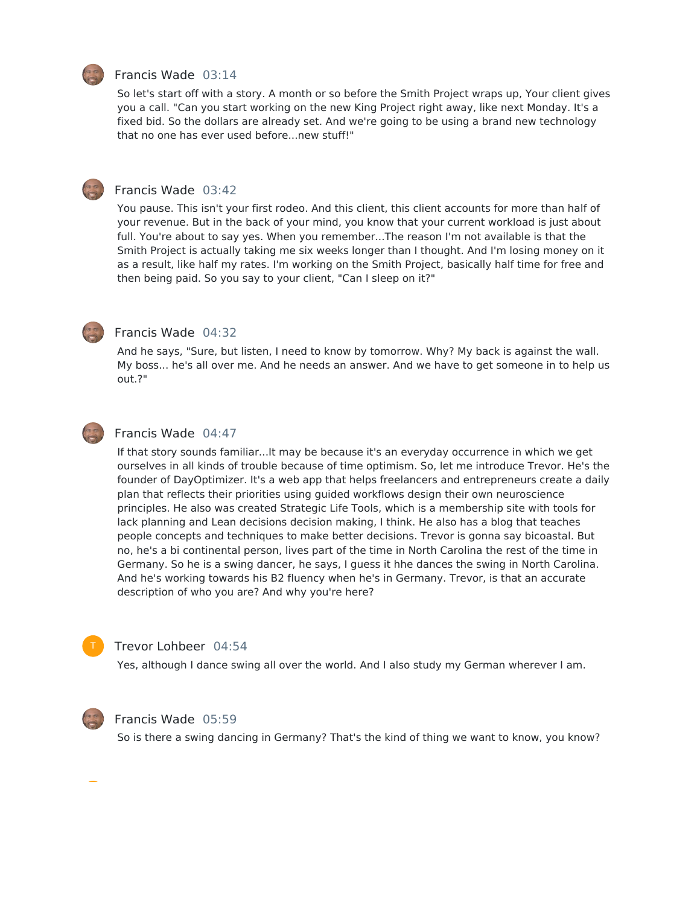Francis Wade 03:14

So let's start off with a story. A month or so before the Smith Project wraps up, Your client gives you a call. "Can you start working on the new King Project right away, like next Monday. It's a fixed bid. So the dollars are already set. And we're going to be using a brand new technology that no one has ever used before...new stuff!"

Francis Wade 03:42

You pause. This isn't your first rodeo. And this client, this client accounts for more than half of your revenue. But in the back of your mind, you know that your current workload is just about full. You're about to say yes. When you remember...The reason I'm not available is that the Smith Project is actually taking me six weeks longer than I thought. And I'm losing money on it as a result, like half my rates. I'm working on the Smith Project, basically half time for free and then being paid. So you say to your client, "Can I sleep on it?"

Francis Wade 04:32

And he says, "Sure, but listen, I need to know by tomorrow. Why? My back is against the wall. My boss... he's all over me. And he needs an answer. And we have to get someone in to help us out.?"

Francis Wade 04:47

If that story sounds familiar...It may be because it's an everyday occurrence in which we get ourselves in all kinds of trouble because of time optimism. So, let me introduce Trevor. He's the founder of DayOptimizer. It's a web app that helps freelancers and entrepreneurs create a daily plan that reflects their priorities using guided workflows design their own neuroscience principles. He also was created Strategic Life Tools, which is a membership site with tools for lack planning and Lean decisions decision making, I think. He also has a blog that teaches people concepts and techniques to make better decisions. Trevor is gonna say bicoastal. But no, he's a bi continental person, lives part of the time in North Carolina the rest of the time in Germany. So he is a swing dancer, he says, I guess it hhe dances the swing in North Carolina. And he's working towards his B2 fluency when he's in Germany. Trevor, is that an accurate description of who you are? And why you're here?

Trevor Lohbeer 04:54

Yes, although I dance swing all over the world. And I also study my German wherever I am.

Francis Wade 05:59

So is there a swing dancing in Germany? That's the kind of thing we want to know, you know?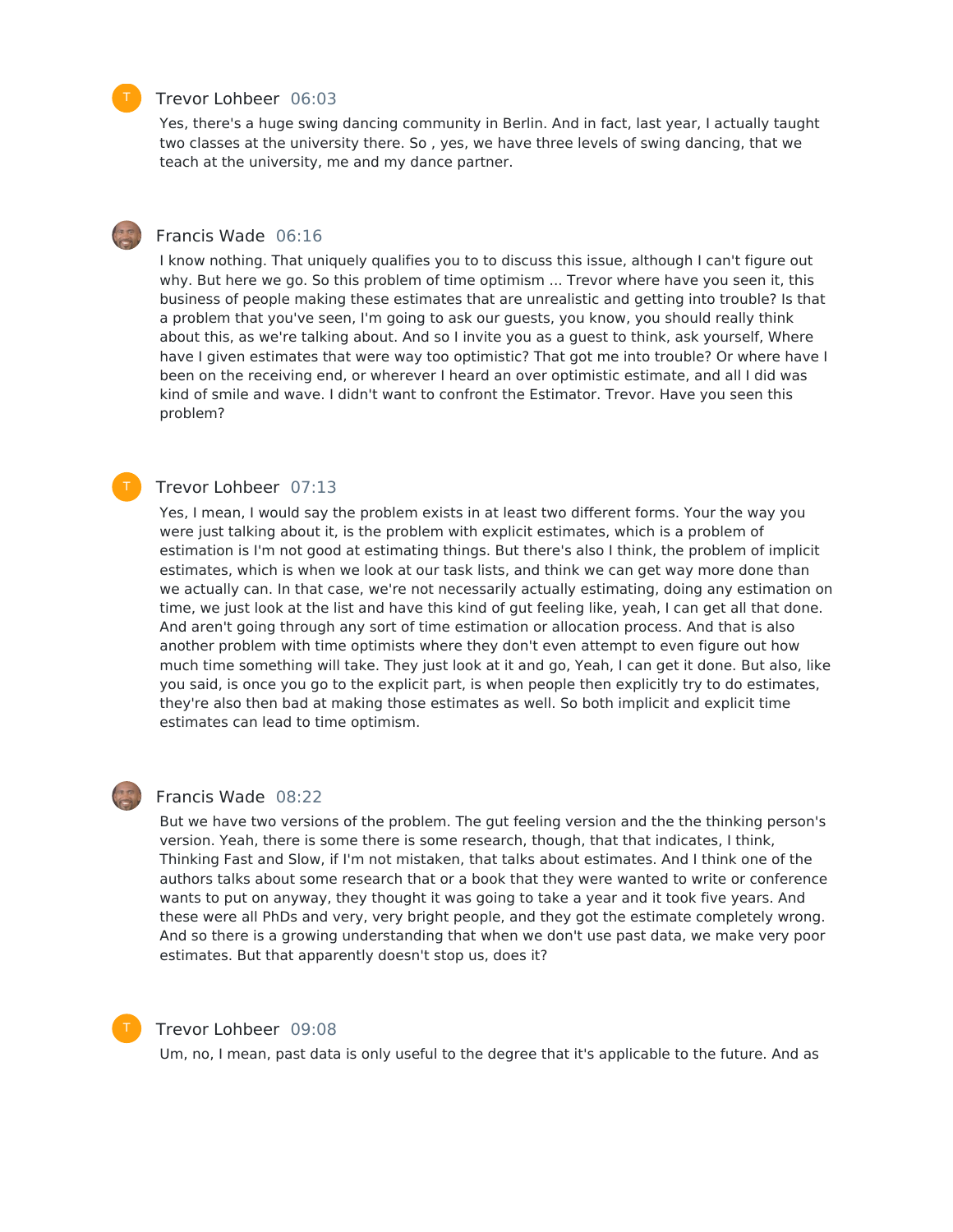**Trevor Lohbeer** 06:03

Yes, there's a huge swing dancing community in Berlin. And in fact, last year, I actually taught two classes at the university there. So , yes, we have three levels of swing dancing, that we teach at the university, me and my dance partner.

**Francis Wade** 06:16

I know nothing. That uniquely qualifies you to to discuss this issue, although I can't figure out why. But here we go. So this problem of time optimism ... Trevor where have you seen it, this business of people making these estimates that are unrealistic and getting into trouble? Is that a problem that you've seen, I'm going to ask our guests, you know, you should really think about this, as we're talking about. And so I invite you as a guest to think, ask yourself, Where have I given estimates that were way too optimistic? That got me into trouble? Or where have I been on the receiving end, or wherever I heard an over optimistic estimate, and all I did was kind of smile and wave. I didn't want to confront the Estimator. Trevor. Have you seen this problem?

**Trevor Lohbeer** 07:13

Yes, I mean, I would say the problem exists in at least two different forms. Your the way you were just talking about it, is the problem with explicit estimates, which is a problem of estimation is I'm not good at estimating things. But there's also I think, the problem of implicit estimates, which is when we look at our task lists, and think we can get way more done than we actually can. In that case, we're not necessarily actually estimating, doing any estimation on time, we just look at the list and have this kind of gut feeling like, yeah, I can get all that done. And aren't going through any sort of time estimation or allocation process. And that is also another problem with time optimists where they don't even attempt to even figure out how much time something will take. They just look at it and go, Yeah, I can get it done. But also, like you said, is once you go to the explicit part, is when people then explicitly try to do estimates, they're also then bad at making those estimates as well. So both implicit and explicit time estimates can lead to time optimism.

**Francis Wade** 08:22

But we have two versions of the problem. The gut feeling version and the the thinking person's version. Yeah, there is some there is some research, though, that that indicates, I think, Thinking Fast and Slow, if I'm not mistaken, that talks about estimates. And I think one of the authors talks about some research that or a book that they were wanted to write or conference wants to put on anyway, they thought it was going to take a year and it took five years. And these were all PhDs and very, very bright people, and they got the estimate completely wrong. And so there is a growing understanding that when we don't use past data, we make very poor estimates. But that apparently doesn't stop us, does it?

**Trevor Lohbeer** 09:08

Um, no, I mean, past data is only useful to the degree that it's applicable to the future. And as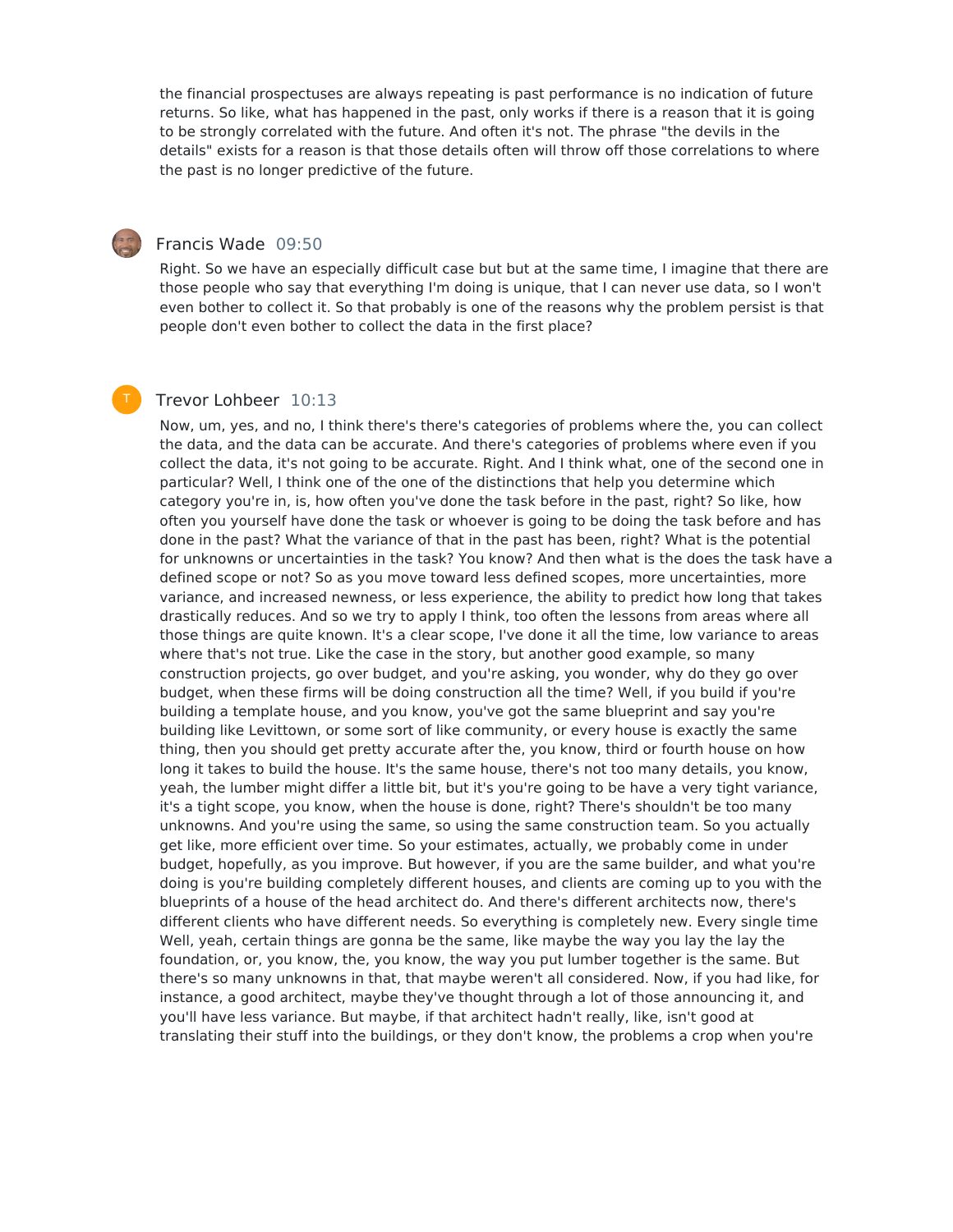the financial prospectuses are always repeating is past performance is no indication of future returns. So like, what has happened in the past, only works if there is a reason that it is going to be strongly correlated with the future. And often it's not. The phrase "the devils in the details" exists for a reason is that those details often will throw off those correlations to where the past is no longer predictive of the future.

**Francis Wade** 09:50

Right. So we have an especially difficult case but but at the same time, I imagine that there are those people who say that everything I'm doing is unique, that I can never use data, so I won't even bother to collect it. So that probably is one of the reasons why the problem persist is that people don't even bother to collect the data in the first place?

**Trevor Lohbeer** 10:13

Now, um, yes, and no, I think there's there's categories of problems where the, you can collect the data, and the data can be accurate. And there's categories of problems where even if you collect the data, it's not going to be accurate. Right. And I think what, one of the second one in particular? Well, I think one of the one of the distinctions that help you determine which category you're in, is, how often you've done the task before in the past, right? So like, how often you yourself have done the task or whoever is going to be doing the task before and has done in the past? What the variance of that in the past has been, right? What is the potential for unknowns or uncertainties in the task? You know? And then what is the does the task have a defined scope or not? So as you move toward less defined scopes, more uncertainties, more variance, and increased newness, or less experience, the ability to predict how long that takes drastically reduces. And so we try to apply I think, too often the lessons from areas where all those things are quite known. It's a clear scope, I've done it all the time, low variance to areas where that's not true. Like the case in the story, but another good example, so many construction projects, go over budget, and you're asking, you wonder, why do they go over budget, when these firms will be doing construction all the time? Well, if you build if you're building a template house, and you know, you've got the same blueprint and say you're building like Levittown, or some sort of like community, or every house is exactly the same thing, then you should get pretty accurate after the, you know, third or fourth house on how long it takes to build the house. It's the same house, there's not too many details, you know, yeah, the lumber might differ a little bit, but it's you're going to be have a very tight variance, it's a tight scope, you know, when the house is done, right? There's shouldn't be too many unknowns. And you're using the same, so using the same construction team. So you actually get like, more efficient over time. So your estimates, actually, we probably come in under budget, hopefully, as you improve. But however, if you are the same builder, and what you're doing is you're building completely different houses, and clients are coming up to you with the blueprints of a house of the head architect do. And there's different architects now, there's different clients who have different needs. So everything is completely new. Every single time Well, yeah, certain things are gonna be the same, like maybe the way you lay the lay the foundation, or, you know, the, you know, the way you put lumber together is the same. But there's so many unknowns in that, that maybe weren't all considered. Now, if you had like, for instance, a good architect, maybe they've thought through a lot of those announcing it, and you'll have less variance. But maybe, if that architect hadn't really, like, isn't good at translating their stuff into the buildings, or they don't know, the problems a crop when you're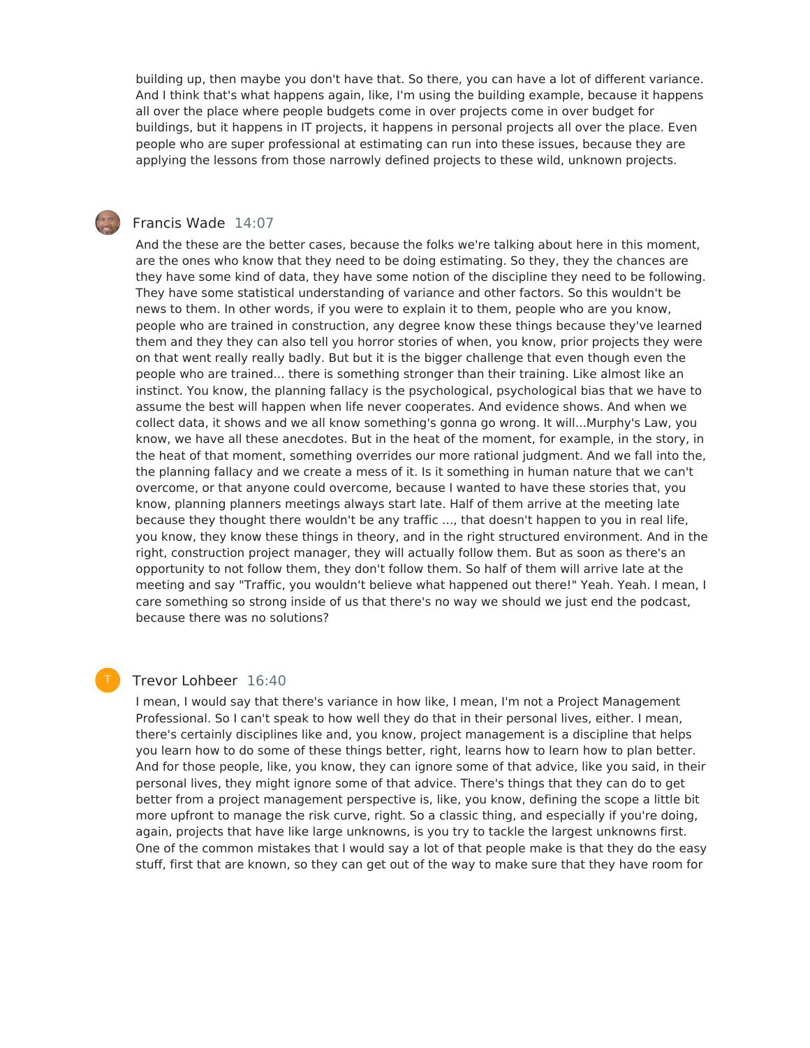building up, then maybe you don't have that. So there, you can have a lot of different variance. And I think that's what happens again, like, I'm using the building example, because it happens all over the place where people budgets come in over projects come in over budget for buildings, but it happens in IT projects, it happens in personal projects all over the place. Even people who are super professional at estimating can run into these issues, because they are applying the lessons from those narrowly defined projects to these wild, unknown projects.

Francis Wade 14:07

And the these are the better cases, because the folks we're talking about here in this moment, are the ones who know that they need to be doing estimating. So they, they the chances are they have some kind of data, they have some notion of the discipline they need to be following. They have some statistical understanding of variance and other factors. So this wouldn't be news to them. In other words, if you were to explain it to them, people who are you know, people who are trained in construction, any degree know these things because they've learned them and they they can also tell you horror stories of when, you know, prior projects they were on that went really really badly. But but it is the bigger challenge that even though even the people who are trained... there is something stronger than their training. Like almost like an instinct. You know, the planning fallacy is the psychological, psychological bias that we have to assume the best will happen when life never cooperates. And evidence shows. And when we collect data, it shows and we all know something's gonna go wrong. It will...Murphy's Law, you know, we have all these anecdotes. But in the heat of the moment, for example, in the story, in the heat of that moment, something overrides our more rational judgment. And we fall into the, the planning fallacy and we create a mess of it. Is it something in human nature that we can't overcome, or that anyone could overcome, because I wanted to have these stories that, you know, planning planners meetings always start late. Half of them arrive at the meeting late because they thought there wouldn't be any traffic ..., that doesn't happen to you in real life, you know, they know these things in theory, and in the right structured environment. And in the right, construction project manager, they will actually follow them. But as soon as there's an opportunity to not follow them, they don't follow them. So half of them will arrive late at the meeting and say "Traffic, you wouldn't believe what happened out there!" Yeah. Yeah. I mean, I care something so strong inside of us that there's no way we should we just end the podcast, because there was no solutions?

Trevor Lohbeer 16:40

I mean, I would say that there's variance in how like, I mean, I'm not a Project Management Professional. So I can't speak to how well they do that in their personal lives, either. I mean, there's certainly disciplines like and, you know, project management is a discipline that helps you learn how to do some of these things better, right, learns how to learn how to plan better. And for those people, like, you know, they can ignore some of that advice, like you said, in their personal lives, they might ignore some of that advice. There's things that they can do to get better from a project management perspective is, like, you know, defining the scope a little bit more upfront to manage the risk curve, right. So a classic thing, and especially if you're doing, again, projects that have like large unknowns, is you try to tackle the largest unknowns first. One of the common mistakes that I would say a lot of that people make is that they do the easy stuff, first that are known, so they can get out of the way to make sure that they have room for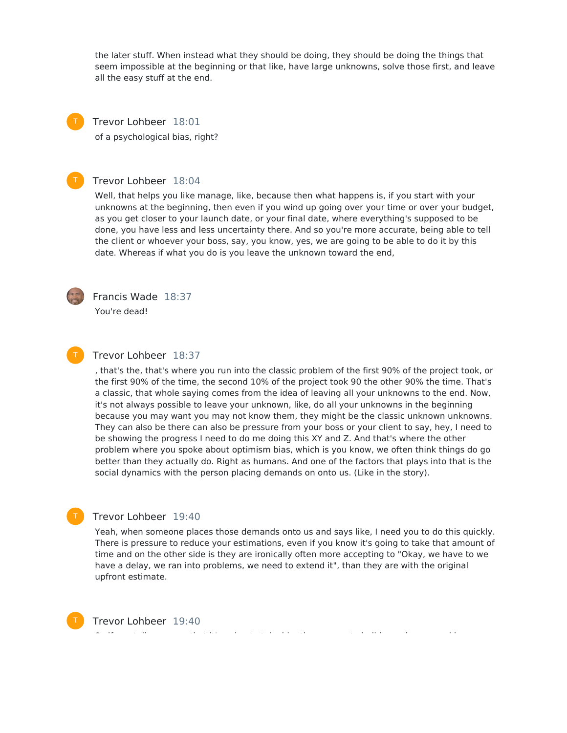the later stuff. When instead what they should be doing, they should be doing the things that seem impossible at the beginning or that like, have large unknowns, solve those first, and leave all the easy stuff at the end.

**Trevor Lohbeer** 18:01

of a psychological bias, right?

**Trevor Lohbeer** 18:04

Well, that helps you like manage, like, because then what happens is, if you start with your unknowns at the beginning, then even if you wind up going over your time or over your budget, as you get closer to your launch date, or your final date, where everything's supposed to be done, you have less and less uncertainty there. And so you're more accurate, being able to tell the client or whoever your boss, say, you know, yes, we are going to be able to do it by this date. Whereas if what you do is you leave the unknown toward the end,

**Francis Wade** 18:37

You're dead!

**Trevor Lohbeer** 18:37

, that's the, that's where you run into the classic problem of the first 90% of the project took, or the first 90% of the time, the second 10% of the project took 90 the other 90% the time. That's a classic, that whole saying comes from the idea of leaving all your unknowns to the end. Now, it's not always possible to leave your unknown, like, do all your unknowns in the beginning because you may want you may not know them, they might be the classic unknown unknowns. They can also be there can also be pressure from your boss or your client to say, hey, I need to be showing the progress I need to do me doing this XY and Z. And that's where the other problem where you spoke about optimism bias, which is you know, we often think things do go better than they actually do. Right as humans. And one of the factors that plays into that is the social dynamics with the person placing demands on onto us. (Like in the story).

**Trevor Lohbeer** 19:40

Yeah, when someone places those demands onto us and says like, I need you to do this quickly. There is pressure to reduce your estimations, even if you know it's going to take that amount of time and on the other side is they are ironically often more accepting to "Okay, we have to we have a delay, we ran into problems, we need to extend it", than they are with the original upfront estimate.

**Trevor Lohbeer** 19:40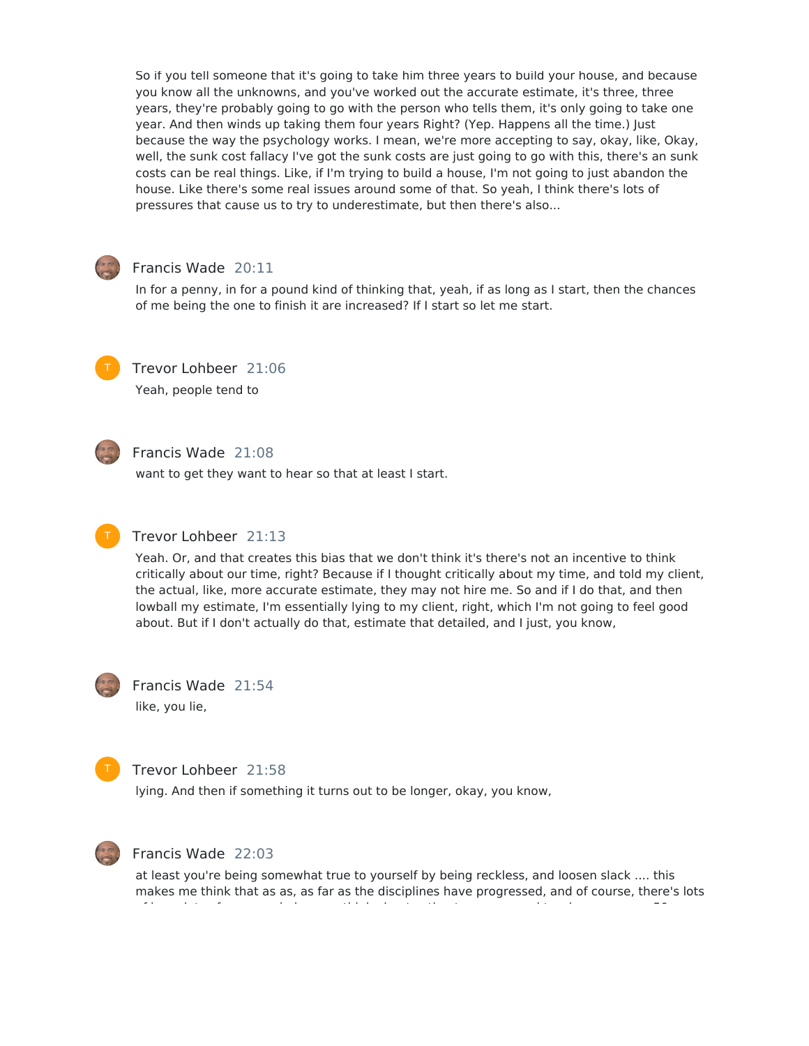So if you tell someone that it's going to take him three years to build your house, and because you know all the unknowns, and you've worked out the accurate estimate, it's three, three years, they're probably going to go with the person who tells them, it's only going to take one year. And then winds up taking them four years Right? (Yep. Happens all the time.) Just because the way the psychology works. I mean, we're more accepting to say, okay, like, Okay, well, the sunk cost fallacy I've got the sunk costs are just going to go with this, there's an sunk costs can be real things. Like, if I'm trying to build a house, I'm not going to just abandon the house. Like there's some real issues around some of that. So yeah, I think there's lots of pressures that cause us to try to underestimate, but then there's also...

**Francis Wade** 20:11

In for a penny, in for a pound kind of thinking that, yeah, if as long as I start, then the chances of me being the one to finish it are increased? If I start so let me start.

**Trevor Lohbeer** 21:06

Yeah, people tend to

**Francis Wade** 21:08

want to get they want to hear so that at least I start.

**Trevor Lohbeer** 21:13

Yeah. Or, and that creates this bias that we don't think it's there's not an incentive to think critically about our time, right? Because if I thought critically about my time, and told my client, the actual, like, more accurate estimate, they may not hire me. So and if I do that, and then lowball my estimate, I'm essentially lying to my client, right, which I'm not going to feel good about. But if I don't actually do that, estimate that detailed, and I just, you know,

**Francis Wade** 21:54

like, you lie,

**Trevor Lohbeer** 21:58

lying. And then if something it turns out to be longer, okay, you know,

**Francis Wade** 22:03

at least you're being somewhat true to yourself by being reckless, and loosen slack .... this makes me think that as as, as far as the disciplines have progressed, and of course, there's lots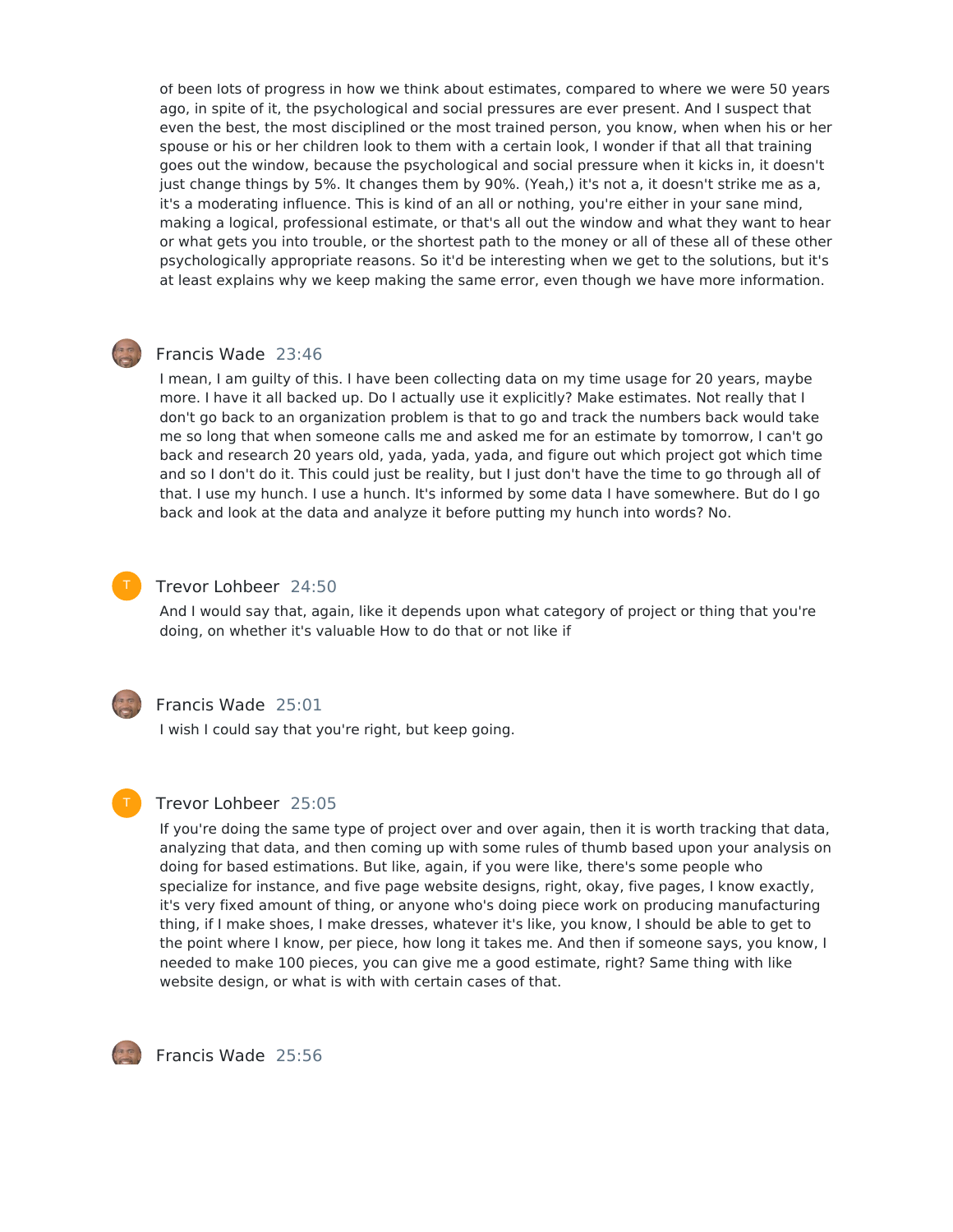of been lots of progress in how we think about estimates, compared to where we were 50 years ago, in spite of it, the psychological and social pressures are ever present. And I suspect that even the best, the most disciplined or the most trained person, you know, when when his or her spouse or his or her children look to them with a certain look, I wonder if that all that training goes out the window, because the psychological and social pressure when it kicks in, it doesn't just change things by 5%. It changes them by 90%. (Yeah,) it's not a, it doesn't strike me as a, it's a moderating influence. This is kind of an all or nothing, you're either in your sane mind, making a logical, professional estimate, or that's all out the window and what they want to hear or what gets you into trouble, or the shortest path to the money or all of these all of these other psychologically appropriate reasons. So it'd be interesting when we get to the solutions, but it's at least explains why we keep making the same error, even though we have more information.

**Francis Wade** 23:46

I mean, I am guilty of this. I have been collecting data on my time usage for 20 years, maybe more. I have it all backed up. Do I actually use it explicitly? Make estimates. Not really that I don't go back to an organization problem is that to go and track the numbers back would take me so long that when someone calls me and asked me for an estimate by tomorrow, I can't go back and research 20 years old, yada, yada, yada, and figure out which project got which time and so I don't do it. This could just be reality, but I just don't have the time to go through all of that. I use my hunch. I use a hunch. It's informed by some data I have somewhere. But do I go back and look at the data and analyze it before putting my hunch into words? No.

**Trevor Lohbeer** 24:50

And I would say that, again, like it depends upon what category of project or thing that you're doing, on whether it's valuable How to do that or not like if

**Francis Wade** 25:01

I wish I could say that you're right, but keep going.

**Trevor Lohbeer** 25:05

If you're doing the same type of project over and over again, then it is worth tracking that data, analyzing that data, and then coming up with some rules of thumb based upon your analysis on doing for based estimations. But like, again, if you were like, there's some people who specialize for instance, and five page website designs, right, okay, five pages, I know exactly, it's very fixed amount of thing, or anyone who's doing piece work on producing manufacturing thing, if I make shoes, I make dresses, whatever it's like, you know, I should be able to get to the point where I know, per piece, how long it takes me. And then if someone says, you know, I needed to make 100 pieces, you can give me a good estimate, right? Same thing with like website design, or what is with with certain cases of that.

**Francis Wade** 25:56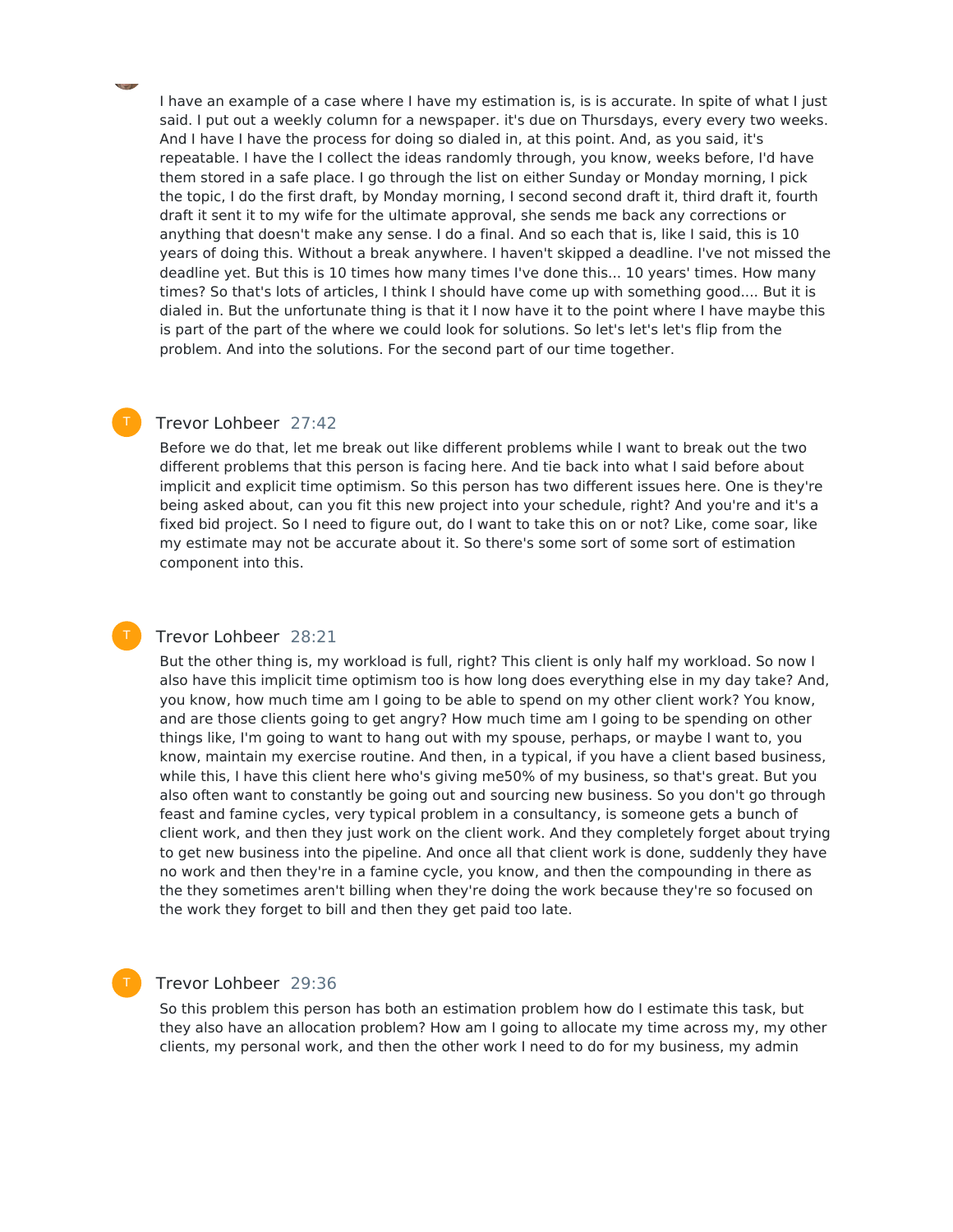I have an example of a case where I have my estimation is, is is accurate. In spite of what I just said. I put out a weekly column for a newspaper. it's due on Thursdays, every every two weeks. And I have I have the process for doing so dialed in, at this point. And, as you said, it's repeatable. I have the I collect the ideas randomly through, you know, weeks before, I'd have them stored in a safe place. I go through the list on either Sunday or Monday morning, I pick the topic, I do the first draft, by Monday morning, I second second draft it, third draft it, fourth draft it sent it to my wife for the ultimate approval, she sends me back any corrections or anything that doesn't make any sense. I do a final. And so each that is, like I said, this is 10 years of doing this. Without a break anywhere. I haven't skipped a deadline. I've not missed the deadline yet. But this is 10 times how many times I've done this... 10 years' times. How many times? So that's lots of articles, I think I should have come up with something good.... But it is dialed in. But the unfortunate thing is that it I now have it to the point where I have maybe this is part of the part of the where we could look for solutions. So let's let's let's flip from the problem. And into the solutions. For the second part of our time together.

Trevor Lohbeer 27:42

Before we do that, let me break out like different problems while I want to break out the two different problems that this person is facing here. And tie back into what I said before about implicit and explicit time optimism. So this person has two different issues here. One is they're being asked about, can you fit this new project into your schedule, right? And you're and it's a fixed bid project. So I need to figure out, do I want to take this on or not? Like, come soar, like my estimate may not be accurate about it. So there's some sort of some sort of estimation component into this.

Trevor Lohbeer 28:21

But the other thing is, my workload is full, right? This client is only half my workload. So now I also have this implicit time optimism too is how long does everything else in my day take? And, you know, how much time am I going to be able to spend on my other client work? You know, and are those clients going to get angry? How much time am I going to be spending on other things like, I'm going to want to hang out with my spouse, perhaps, or maybe I want to, you know, maintain my exercise routine. And then, in a typical, if you have a client based business, while this, I have this client here who's giving me50% of my business, so that's great. But you also often want to constantly be going out and sourcing new business. So you don't go through feast and famine cycles, very typical problem in a consultancy, is someone gets a bunch of client work, and then they just work on the client work. And they completely forget about trying to get new business into the pipeline. And once all that client work is done, suddenly they have no work and then they're in a famine cycle, you know, and then the compounding in there as the they sometimes aren't billing when they're doing the work because they're so focused on the work they forget to bill and then they get paid too late.

Trevor Lohbeer 29:36

So this problem this person has both an estimation problem how do I estimate this task, but they also have an allocation problem? How am I going to allocate my time across my, my other clients, my personal work, and then the other work I need to do for my business, my admin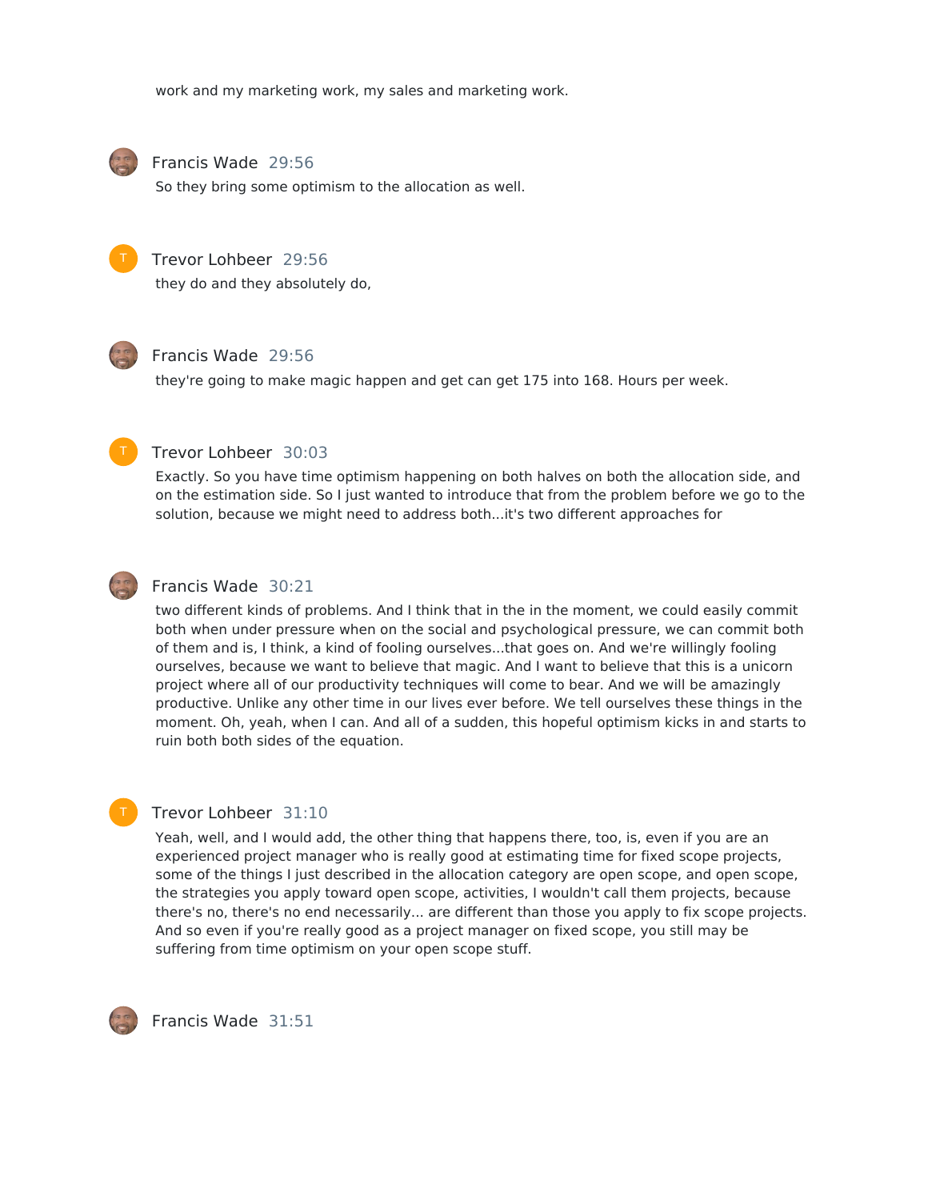work and my marketing work, my sales and marketing work.

Francis Wade 29:56

So they bring some optimism to the allocation as well.

Trevor Lohbeer 29:56

they do and they absolutely do,

Francis Wade 29:56

they're going to make magic happen and get can get 175 into 168. Hours per week.

Trevor Lohbeer 30:03

Exactly. So you have time optimism happening on both halves on both the allocation side, and on the estimation side. So I just wanted to introduce that from the problem before we go to the solution, because we might need to address both...it's two different approaches for

Francis Wade 30:21

two different kinds of problems. And I think that in the in the moment, we could easily commit both when under pressure when on the social and psychological pressure, we can commit both of them and is, I think, a kind of fooling ourselves...that goes on. And we're willingly fooling ourselves, because we want to believe that magic. And I want to believe that this is a unicorn project where all of our productivity techniques will come to bear. And we will be amazingly productive. Unlike any other time in our lives ever before. We tell ourselves these things in the moment. Oh, yeah, when I can. And all of a sudden, this hopeful optimism kicks in and starts to ruin both both sides of the equation.

Trevor Lohbeer 31:10

Yeah, well, and I would add, the other thing that happens there, too, is, even if you are an experienced project manager who is really good at estimating time for fixed scope projects, some of the things I just described in the allocation category are open scope, and open scope, the strategies you apply toward open scope, activities, I wouldn't call them projects, because there's no, there's no end necessarily... are different than those you apply to fix scope projects. And so even if you're really good as a project manager on fixed scope, you still may be suffering from time optimism on your open scope stuff.

Francis Wade 31:51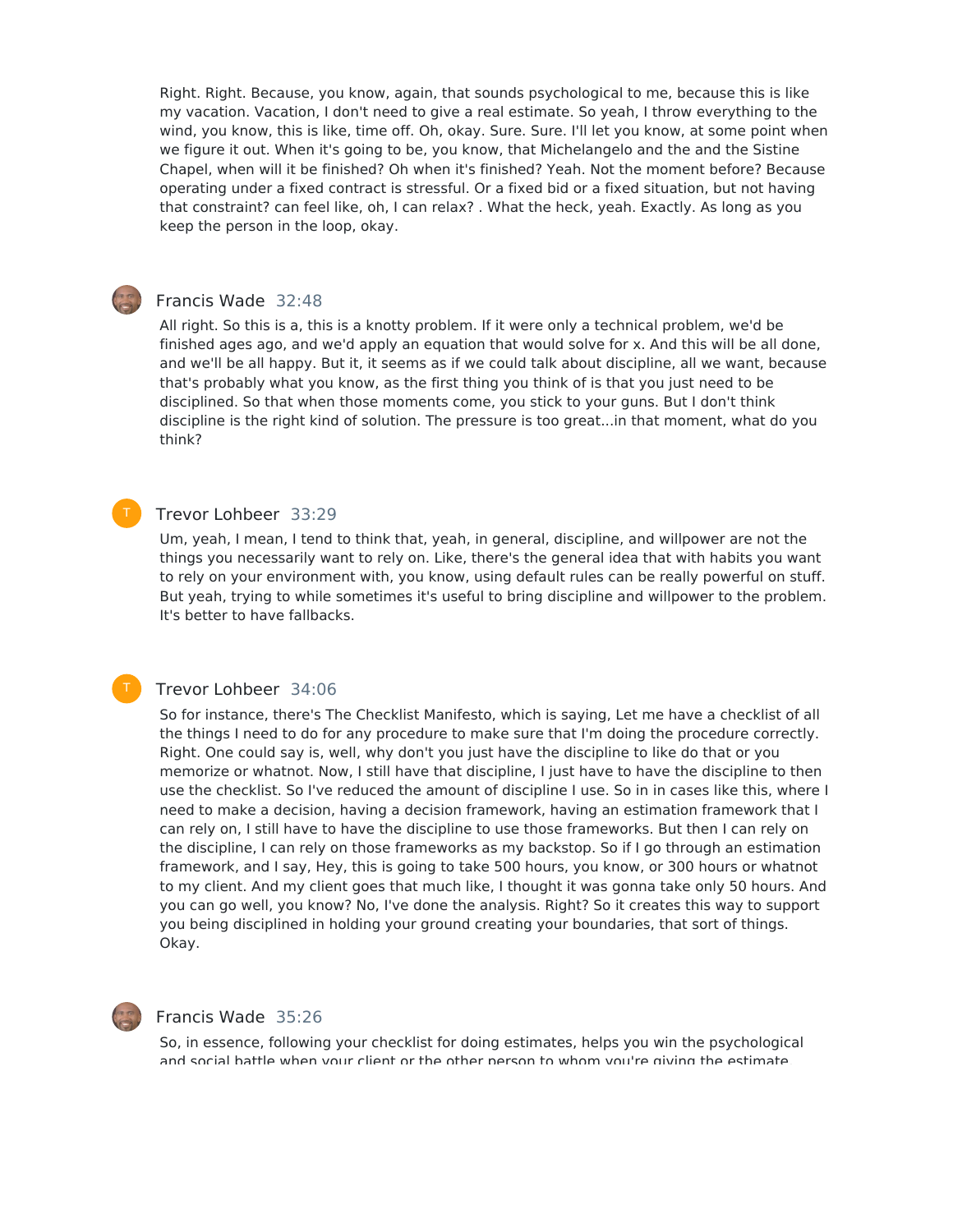Right. Right. Because, you know, again, that sounds psychological to me, because this is like my vacation. Vacation, I don't need to give a real estimate. So yeah, I throw everything to the wind, you know, this is like, time off. Oh, okay. Sure. Sure. I'll let you know, at some point when we figure it out. When it's going to be, you know, that Michelangelo and the and the Sistine Chapel, when will it be finished? Oh when it's finished? Yeah. Not the moment before? Because operating under a fixed contract is stressful. Or a fixed bid or a fixed situation, but not having that constraint? can feel like, oh, I can relax? . What the heck, yeah. Exactly. As long as you keep the person in the loop, okay.

Francis Wade 32:48

All right. So this is a, this is a knotty problem. If it were only a technical problem, we'd be finished ages ago, and we'd apply an equation that would solve for x. And this will be all done, and we'll be all happy. But it, it seems as if we could talk about discipline, all we want, because that's probably what you know, as the first thing you think of is that you just need to be disciplined. So that when those moments come, you stick to your guns. But I don't think discipline is the right kind of solution. The pressure is too great...in that moment, what do you think?

Trevor Lohbeer 33:29

Um, yeah, I mean, I tend to think that, yeah, in general, discipline, and willpower are not the things you necessarily want to rely on. Like, there's the general idea that with habits you want to rely on your environment with, you know, using default rules can be really powerful on stuff. But yeah, trying to while sometimes it's useful to bring discipline and willpower to the problem. It's better to have fallbacks.

Trevor Lohbeer 34:06

So for instance, there's The Checklist Manifesto, which is saying, Let me have a checklist of all the things I need to do for any procedure to make sure that I'm doing the procedure correctly. Right. One could say is, well, why don't you just have the discipline to like do that or you memorize or whatnot. Now, I still have that discipline, I just have to have the discipline to then use the checklist. So I've reduced the amount of discipline I use. So in in cases like this, where I need to make a decision, having a decision framework, having an estimation framework that I can rely on, I still have to have the discipline to use those frameworks. But then I can rely on the discipline, I can rely on those frameworks as my backstop. So if I go through an estimation framework, and I say, Hey, this is going to take 500 hours, you know, or 300 hours or whatnot to my client. And my client goes that much like, I thought it was gonna take only 50 hours. And you can go well, you know? No, I've done the analysis. Right? So it creates this way to support you being disciplined in holding your ground creating your boundaries, that sort of things. Okay.

Francis Wade 35:26

So, in essence, following your checklist for doing estimates, helps you win the psychological and social battle when your client or the other person to whom you're giving the estimate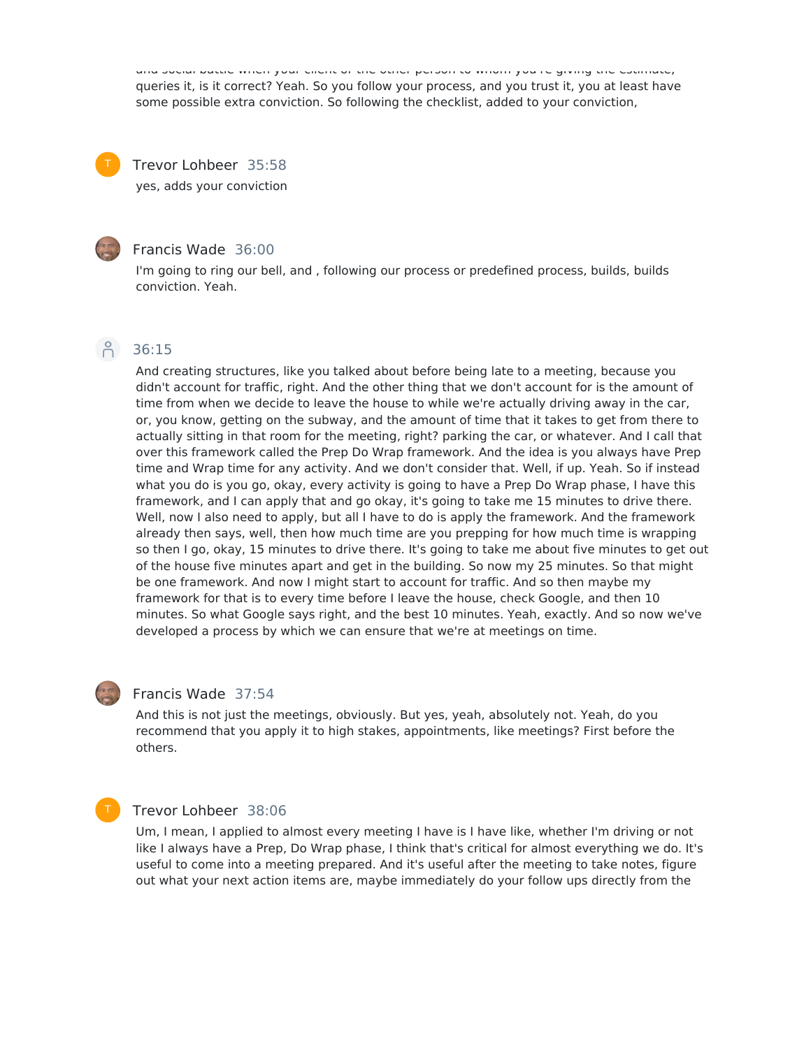queries it, is it correct? Yeah. So you follow your process, and you trust it, you at least have some possible extra conviction. So following the checklist, added to your conviction,

Trevor Lohbeer 35:58

yes, adds your conviction

Francis Wade 36:00

I'm going to ring our bell, and , following our process or predefined process, builds, builds conviction. Yeah.

36:15

And creating structures, like you talked about before being late to a meeting, because you didn't account for traffic, right. And the other thing that we don't account for is the amount of time from when we decide to leave the house to while we're actually driving away in the car, or, you know, getting on the subway, and the amount of time that it takes to get from there to actually sitting in that room for the meeting, right? parking the car, or whatever. And I call that over this framework called the Prep Do Wrap framework. And the idea is you always have Prep time and Wrap time for any activity. And we don't consider that. Well, if up. Yeah. So if instead what you do is you go, okay, every activity is going to have a Prep Do Wrap phase, I have this framework, and I can apply that and go okay, it's going to take me 15 minutes to drive there. Well, now I also need to apply, but all I have to do is apply the framework. And the framework already then says, well, then how much time are you prepping for how much time is wrapping so then I go, okay, 15 minutes to drive there. It's going to take me about five minutes to get out of the house five minutes apart and get in the building. So now my 25 minutes. So that might be one framework. And now I might start to account for traffic. And so then maybe my framework for that is to every time before I leave the house, check Google, and then 10 minutes. So what Google says right, and the best 10 minutes. Yeah, exactly. And so now we've developed a process by which we can ensure that we're at meetings on time.

Francis Wade 37:54

And this is not just the meetings, obviously. But yes, yeah, absolutely not. Yeah, do you recommend that you apply it to high stakes, appointments, like meetings? First before the others.

Trevor Lohbeer 38:06

Um, I mean, I applied to almost every meeting I have is I have like, whether I'm driving or not like I always have a Prep, Do Wrap phase, I think that's critical for almost everything we do. It's useful to come into a meeting prepared. And it's useful after the meeting to take notes, figure out what your next action items are, maybe immediately do your follow ups directly from the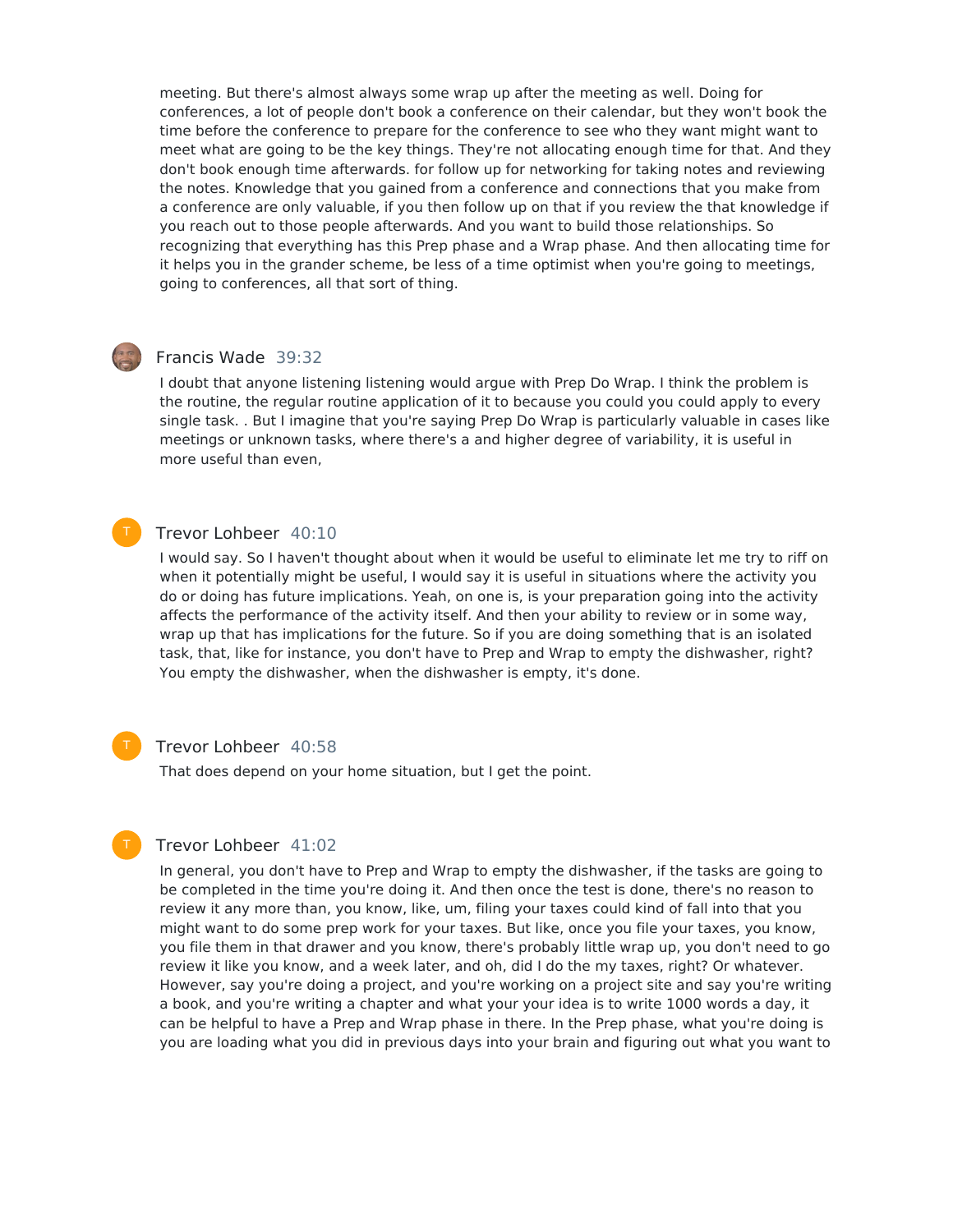meeting. But there's almost always some wrap up after the meeting as well. Doing for conferences, a lot of people don't book a conference on their calendar, but they won't book the time before the conference to prepare for the conference to see who they want might want to meet what are going to be the key things. They're not allocating enough time for that. And they don't book enough time afterwards. for follow up for networking for taking notes and reviewing the notes. Knowledge that you gained from a conference and connections that you make from a conference are only valuable, if you then follow up on that if you review the that knowledge if you reach out to those people afterwards. And you want to build those relationships. So recognizing that everything has this Prep phase and a Wrap phase. And then allocating time for it helps you in the grander scheme, be less of a time optimist when you're going to meetings, going to conferences, all that sort of thing.

**Francis Wade** 39:32

I doubt that anyone listening listening would argue with Prep Do Wrap. I think the problem is the routine, the regular routine application of it to because you could you could apply to every single task. . But I imagine that you're saying Prep Do Wrap is particularly valuable in cases like meetings or unknown tasks, where there's a and higher degree of variability, it is useful in more useful than even,

**Trevor Lohbeer** 40:10

I would say. So I haven't thought about when it would be useful to eliminate let me try to riff on when it potentially might be useful, I would say it is useful in situations where the activity you do or doing has future implications. Yeah, on one is, is your preparation going into the activity affects the performance of the activity itself. And then your ability to review or in some way, wrap up that has implications for the future. So if you are doing something that is an isolated task, that, like for instance, you don't have to Prep and Wrap to empty the dishwasher, right? You empty the dishwasher, when the dishwasher is empty, it's done.

**Trevor Lohbeer** 40:58

That does depend on your home situation, but I get the point.

**Trevor Lohbeer** 41:02

In general, you don't have to Prep and Wrap to empty the dishwasher, if the tasks are going to be completed in the time you're doing it. And then once the test is done, there's no reason to review it any more than, you know, like, um, filing your taxes could kind of fall into that you might want to do some prep work for your taxes. But like, once you file your taxes, you know, you file them in that drawer and you know, there's probably little wrap up, you don't need to go review it like you know, and a week later, and oh, did I do the my taxes, right? Or whatever. However, say you're doing a project, and you're working on a project site and say you're writing a book, and you're writing a chapter and what your your idea is to write 1000 words a day, it can be helpful to have a Prep and Wrap phase in there. In the Prep phase, what you're doing is you are loading what you did in previous days into your brain and figuring out what you want to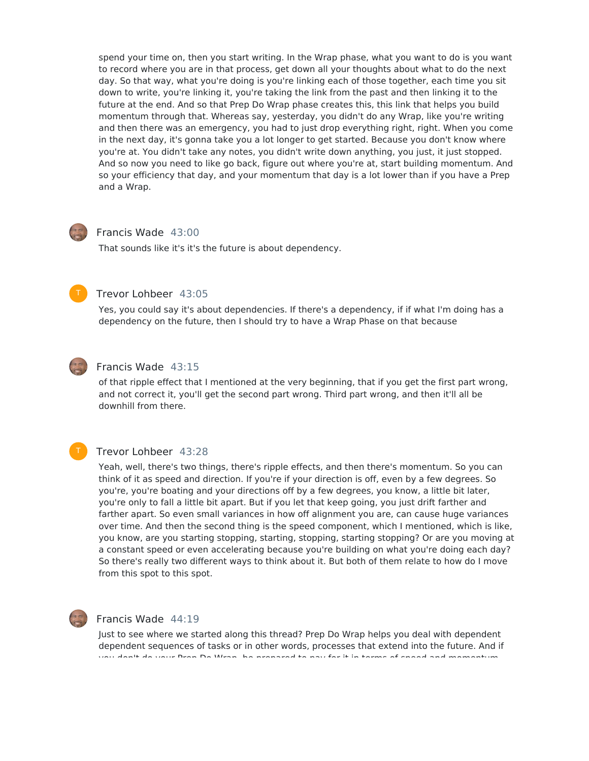spend your time on, then you start writing. In the Wrap phase, what you want to do is you want to record where you are in that process, get down all your thoughts about what to do the next day. So that way, what you're doing is you're linking each of those together, each time you sit down to write, you're linking it, you're taking the link from the past and then linking it to the future at the end. And so that Prep Do Wrap phase creates this, this link that helps you build momentum through that. Whereas say, yesterday, you didn't do any Wrap, like you're writing and then there was an emergency, you had to just drop everything right, right. When you come in the next day, it's gonna take you a lot longer to get started. Because you don't know where you're at. You didn't take any notes, you didn't write down anything, you just, it just stopped. And so now you need to like go back, figure out where you're at, start building momentum. And so your efficiency that day, and your momentum that day is a lot lower than if you have a Prep and a Wrap.

**Francis Wade** 43:00

That sounds like it's it's the future is about dependency.

**Trevor Lohbeer** 43:05

Yes, you could say it's about dependencies. If there's a dependency, if if what I'm doing has a dependency on the future, then I should try to have a Wrap Phase on that because

**Francis Wade** 43:15

of that ripple effect that I mentioned at the very beginning, that if you get the first part wrong, and not correct it, you'll get the second part wrong. Third part wrong, and then it'll all be downhill from there.

**Trevor Lohbeer** 43:28

Yeah, well, there's two things, there's ripple effects, and then there's momentum. So you can think of it as speed and direction. If you're if your direction is off, even by a few degrees. So you're, you're boating and your directions off by a few degrees, you know, a little bit later, you're only to fall a little bit apart. But if you let that keep going, you just drift farther and farther apart. So even small variances in how off alignment you are, can cause huge variances over time. And then the second thing is the speed component, which I mentioned, which is like, you know, are you starting stopping, starting, stopping, starting stopping? Or are you moving at a constant speed or even accelerating because you're building on what you're doing each day? So there's really two different ways to think about it. But both of them relate to how do I move from this spot to this spot.

**Francis Wade** 44:19

Just to see where we started along this thread? Prep Do Wrap helps you deal with dependent dependent sequences of tasks or in other words, processes that extend into the future. And if you don't do your Prep Do Wrap, be prepared to pay for it in terms of speed and momentum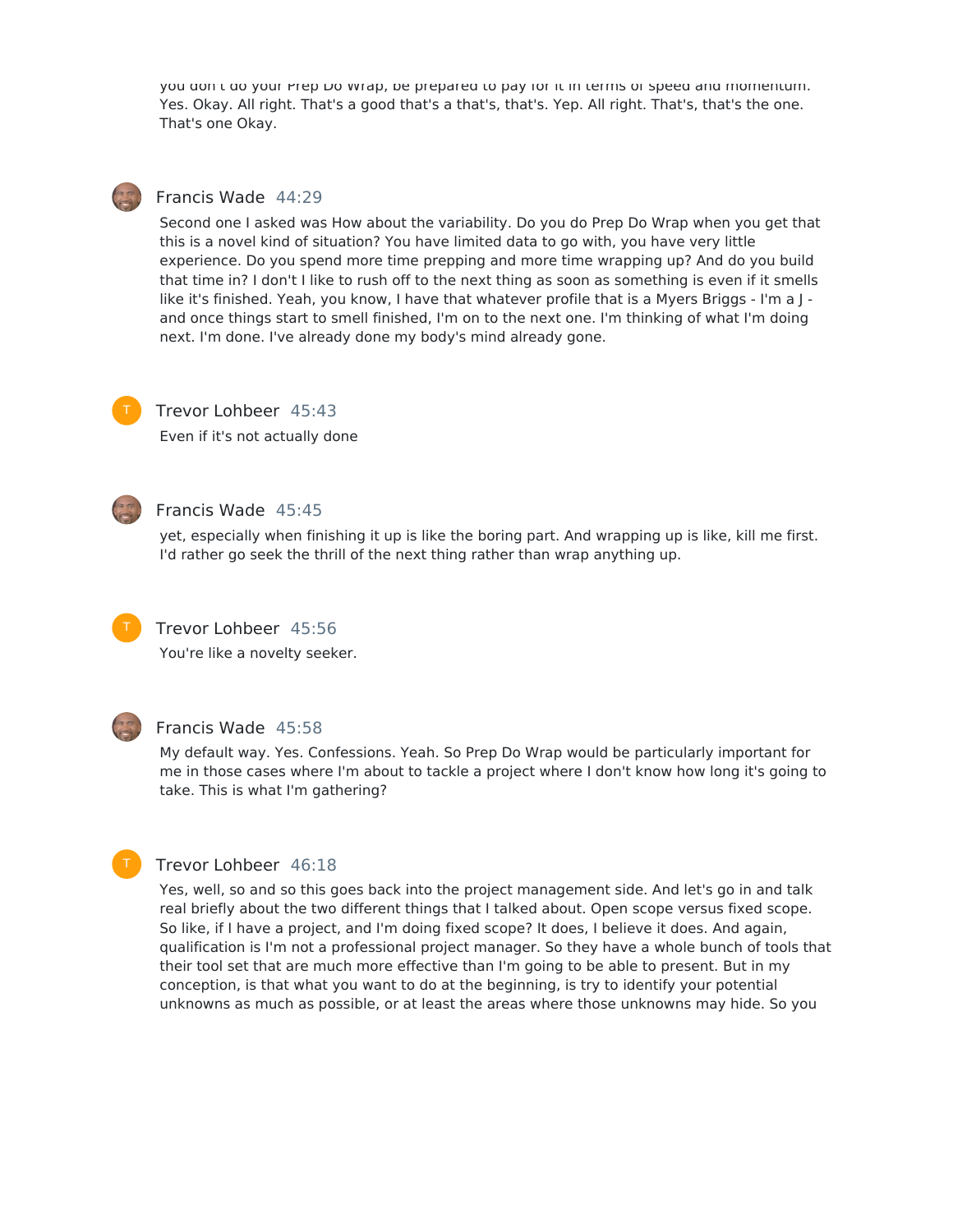you don't do your Prep Do Wrap, be prepared to pay for it in terms of speed and momentum. Yes. Okay. All right. That's a good that's a that's, that's. Yep. All right. That's, that's the one. That's one Okay.

**Francis Wade** 44:29

Second one I asked was How about the variability. Do you do Prep Do Wrap when you get that this is a novel kind of situation? You have limited data to go with, you have very little experience. Do you spend more time prepping and more time wrapping up? And do you build that time in? I don't I like to rush off to the next thing as soon as something is even if it smells like it's finished. Yeah, you know, I have that whatever profile that is a Myers Briggs - I'm a J - and once things start to smell finished, I'm on to the next one. I'm thinking of what I'm doing next. I'm done. I've already done my body's mind already gone.

**Trevor Lohbeer** 45:43

Even if it's not actually done

**Francis Wade** 45:45

yet, especially when finishing it up is like the boring part. And wrapping up is like, kill me first. I'd rather go seek the thrill of the next thing rather than wrap anything up.

**Trevor Lohbeer** 45:56

You're like a novelty seeker.

**Francis Wade** 45:58

My default way. Yes. Confessions. Yeah. So Prep Do Wrap would be particularly important for me in those cases where I'm about to tackle a project where I don't know how long it's going to take. This is what I'm gathering?

**Trevor Lohbeer** 46:18

Yes, well, so and so this goes back into the project management side. And let's go in and talk real briefly about the two different things that I talked about. Open scope versus fixed scope. So like, if I have a project, and I'm doing fixed scope? It does, I believe it does. And again, qualification is I'm not a professional project manager. So they have a whole bunch of tools that their tool set that are much more effective than I'm going to be able to present. But in my conception, is that what you want to do at the beginning, is try to identify your potential unknowns as much as possible, or at least the areas where those unknowns may hide. So you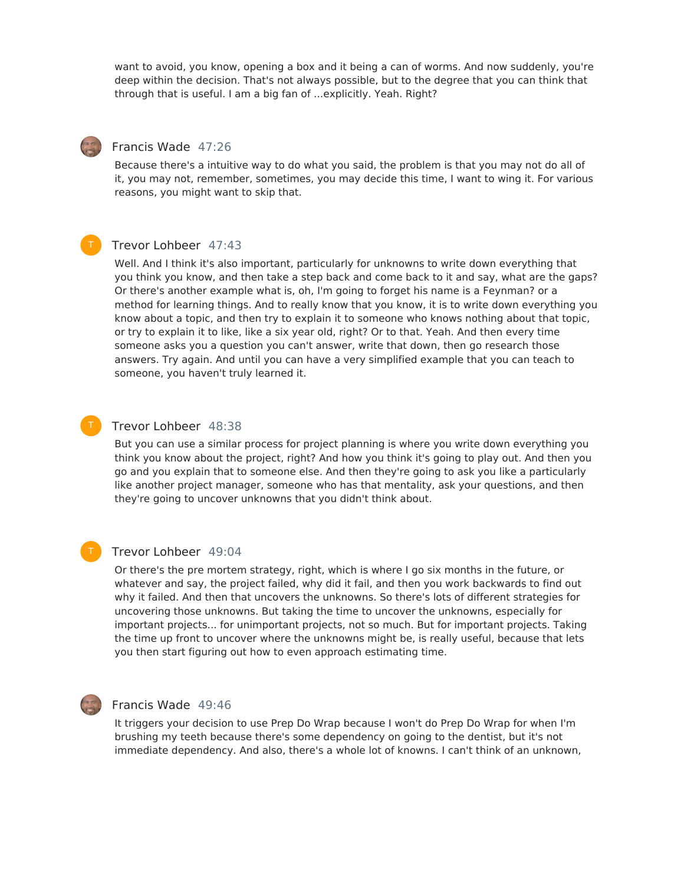want to avoid, you know, opening a box and it being a can of worms. And now suddenly, you're deep within the decision. That's not always possible, but to the degree that you can think that through that is useful. I am a big fan of ...explicitly. Yeah. Right?

**Francis Wade** 47:26

Because there's a intuitive way to do what you said, the problem is that you may not do all of it, you may not, remember, sometimes, you may decide this time, I want to wing it. For various reasons, you might want to skip that.

**Trevor Lohbeer** 47:43

Well. And I think it's also important, particularly for unknowns to write down everything that you think you know, and then take a step back and come back to it and say, what are the gaps? Or there's another example what is, oh, I'm going to forget his name is a Feynman? or a method for learning things. And to really know that you know, it is to write down everything you know about a topic, and then try to explain it to someone who knows nothing about that topic, or try to explain it to like, like a six year old, right? Or to that. Yeah. And then every time someone asks you a question you can't answer, write that down, then go research those answers. Try again. And until you can have a very simplified example that you can teach to someone, you haven't truly learned it.

**Trevor Lohbeer** 48:38

But you can use a similar process for project planning is where you write down everything you think you know about the project, right? And how you think it's going to play out. And then you go and you explain that to someone else. And then they're going to ask you like a particularly like another project manager, someone who has that mentality, ask your questions, and then they're going to uncover unknowns that you didn't think about.

**Trevor Lohbeer** 49:04

Or there's the pre mortem strategy, right, which is where I go six months in the future, or whatever and say, the project failed, why did it fail, and then you work backwards to find out why it failed. And then that uncovers the unknowns. So there's lots of different strategies for uncovering those unknowns. But taking the time to uncover the unknowns, especially for important projects... for unimportant projects, not so much. But for important projects. Taking the time up front to uncover where the unknowns might be, is really useful, because that lets you then start figuring out how to even approach estimating time.

**Francis Wade** 49:46

It triggers your decision to use Prep Do Wrap because I won't do Prep Do Wrap for when I'm brushing my teeth because there's some dependency on going to the dentist, but it's not immediate dependency. And also, there's a whole lot of knowns. I can't think of an unknown,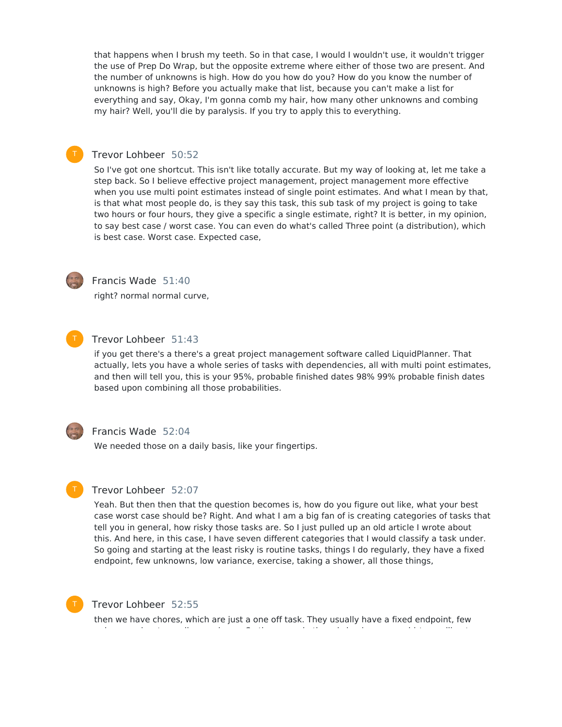that happens when I brush my teeth. So in that case, I would I wouldn't use, it wouldn't trigger the use of Prep Do Wrap, but the opposite extreme where either of those two are present. And the number of unknowns is high. How do you how do you? How do you know the number of unknowns is high? Before you actually make that list, because you can't make a list for everything and say, Okay, I'm gonna comb my hair, how many other unknowns and combing my hair? Well, you'll die by paralysis. If you try to apply this to everything.

Trevor Lohbeer 50:52

So I've got one shortcut. This isn't like totally accurate. But my way of looking at, let me take a step back. So I believe effective project management, project management more effective when you use multi point estimates instead of single point estimates. And what I mean by that, is that what most people do, is they say this task, this sub task of my project is going to take two hours or four hours, they give a specific a single estimate, right? It is better, in my opinion, to say best case / worst case. You can even do what's called Three point (a distribution), which is best case. Worst case. Expected case,

Francis Wade 51:40

right? normal normal curve,

Trevor Lohbeer 51:43

if you get there's a there's a great project management software called LiquidPlanner. That actually, lets you have a whole series of tasks with dependencies, all with multi point estimates, and then will tell you, this is your 95%, probable finished dates 98% 99% probable finish dates based upon combining all those probabilities.

Francis Wade 52:04

We needed those on a daily basis, like your fingertips.

Trevor Lohbeer 52:07

Yeah. But then then that the question becomes is, how do you figure out like, what your best case worst case should be? Right. And what I am a big fan of is creating categories of tasks that tell you in general, how risky those tasks are. So I just pulled up an old article I wrote about this. And here, in this case, I have seven different categories that I would classify a task under. So going and starting at the least risky is routine tasks, things I do regularly, they have a fixed endpoint, few unknowns, low variance, exercise, taking a shower, all those things,

Trevor Lohbeer 52:55

then we have chores, which are just a one off task. They usually have a fixed endpoint, few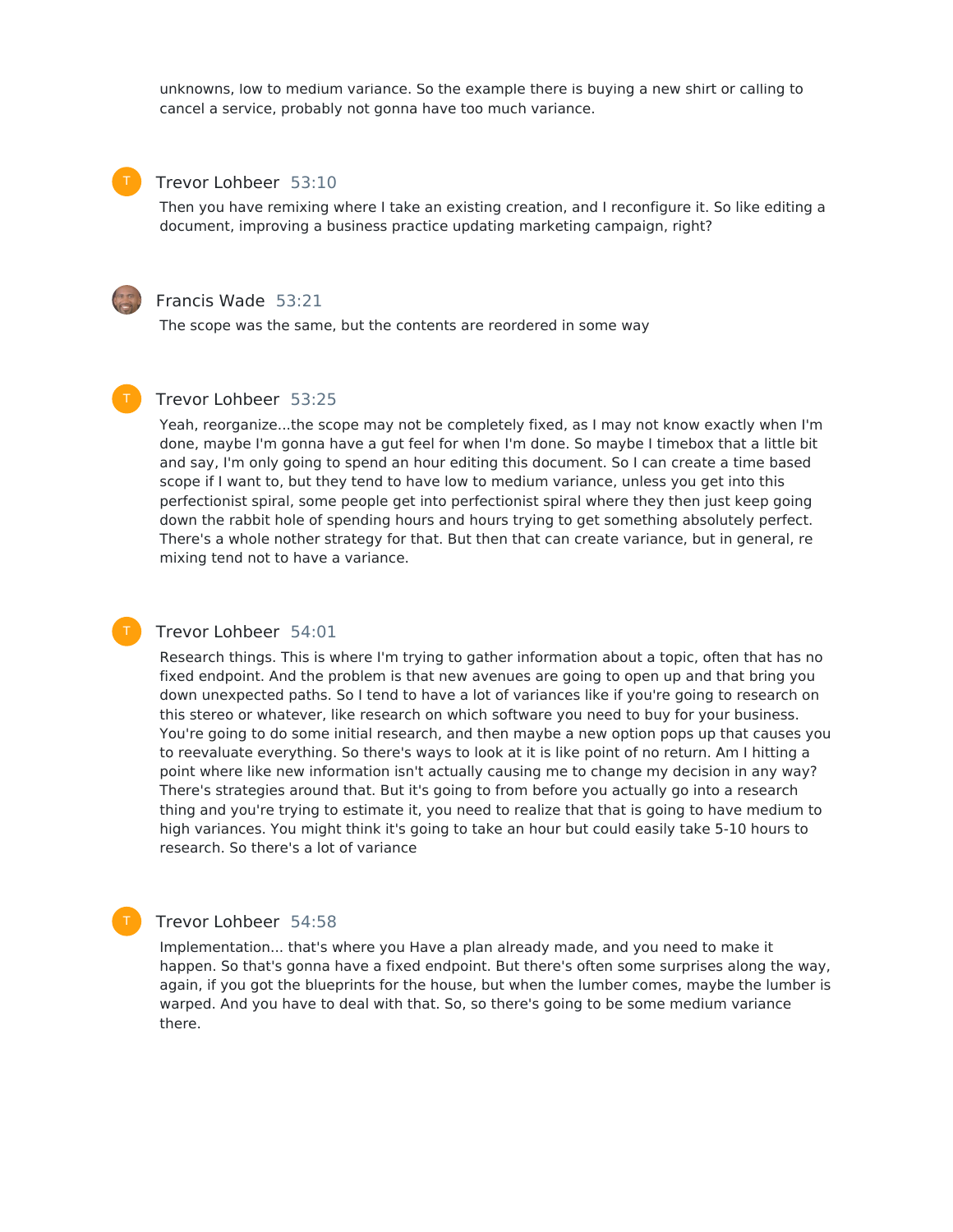unknowns, low to medium variance. So the example there is buying a new shirt or calling to cancel a service, probably not gonna have too much variance.

**Trevor Lohbeer** 53:10

Then you have remixing where I take an existing creation, and I reconfigure it. So like editing a document, improving a business practice updating marketing campaign, right?

**Francis Wade** 53:21

The scope was the same, but the contents are reordered in some way

**Trevor Lohbeer** 53:25

Yeah, reorganize...the scope may not be completely fixed, as I may not know exactly when I'm done, maybe I'm gonna have a gut feel for when I'm done. So maybe I timebox that a little bit and say, I'm only going to spend an hour editing this document. So I can create a time based scope if I want to, but they tend to have low to medium variance, unless you get into this perfectionist spiral, some people get into perfectionist spiral where they then just keep going down the rabbit hole of spending hours and hours trying to get something absolutely perfect. There's a whole nother strategy for that. But then that can create variance, but in general, re mixing tend not to have a variance.

**Trevor Lohbeer** 54:01

Research things. This is where I'm trying to gather information about a topic, often that has no fixed endpoint. And the problem is that new avenues are going to open up and that bring you down unexpected paths. So I tend to have a lot of variances like if you're going to research on this stereo or whatever, like research on which software you need to buy for your business. You're going to do some initial research, and then maybe a new option pops up that causes you to reevaluate everything. So there's ways to look at it is like point of no return. Am I hitting a point where like new information isn't actually causing me to change my decision in any way? There's strategies around that. But it's going to from before you actually go into a research thing and you're trying to estimate it, you need to realize that that is going to have medium to high variances. You might think it's going to take an hour but could easily take 5-10 hours to research. So there's a lot of variance

**Trevor Lohbeer** 54:58

Implementation... that's where you Have a plan already made, and you need to make it happen. So that's gonna have a fixed endpoint. But there's often some surprises along the way, again, if you got the blueprints for the house, but when the lumber comes, maybe the lumber is warped. And you have to deal with that. So, so there's going to be some medium variance there.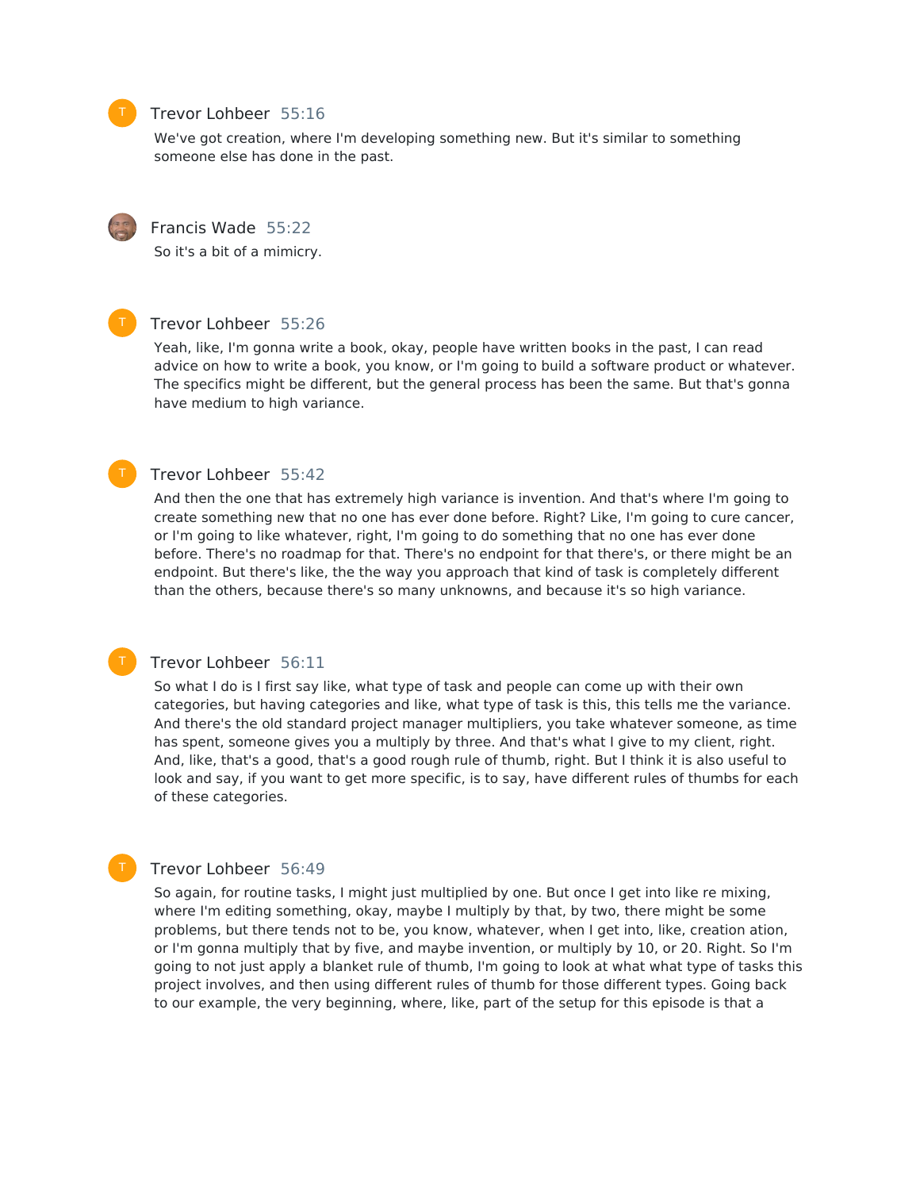Trevor Lohbeer 55:16

We've got creation, where I'm developing something new. But it's similar to something someone else has done in the past.

Francis Wade 55:22

So it's a bit of a mimicry.

Trevor Lohbeer 55:26

Yeah, like, I'm gonna write a book, okay, people have written books in the past, I can read advice on how to write a book, you know, or I'm going to build a software product or whatever. The specifics might be different, but the general process has been the same. But that's gonna have medium to high variance.

Trevor Lohbeer 55:42

And then the one that has extremely high variance is invention. And that's where I'm going to create something new that no one has ever done before. Right? Like, I'm going to cure cancer, or I'm going to like whatever, right, I'm going to do something that no one has ever done before. There's no roadmap for that. There's no endpoint for that there's, or there might be an endpoint. But there's like, the the way you approach that kind of task is completely different than the others, because there's so many unknowns, and because it's so high variance.

Trevor Lohbeer 56:11

So what I do is I first say like, what type of task and people can come up with their own categories, but having categories and like, what type of task is this, this tells me the variance. And there's the old standard project manager multipliers, you take whatever someone, as time has spent, someone gives you a multiply by three. And that's what I give to my client, right. And, like, that's a good, that's a good rough rule of thumb, right. But I think it is also useful to look and say, if you want to get more specific, is to say, have different rules of thumbs for each of these categories.

Trevor Lohbeer 56:49

So again, for routine tasks, I might just multiplied by one. But once I get into like re mixing, where I'm editing something, okay, maybe I multiply by that, by two, there might be some problems, but there tends not to be, you know, whatever, when I get into, like, creation ation, or I'm gonna multiply that by five, and maybe invention, or multiply by 10, or 20. Right. So I'm going to not just apply a blanket rule of thumb, I'm going to look at what what type of tasks this project involves, and then using different rules of thumb for those different types. Going back to our example, the very beginning, where, like, part of the setup for this episode is that a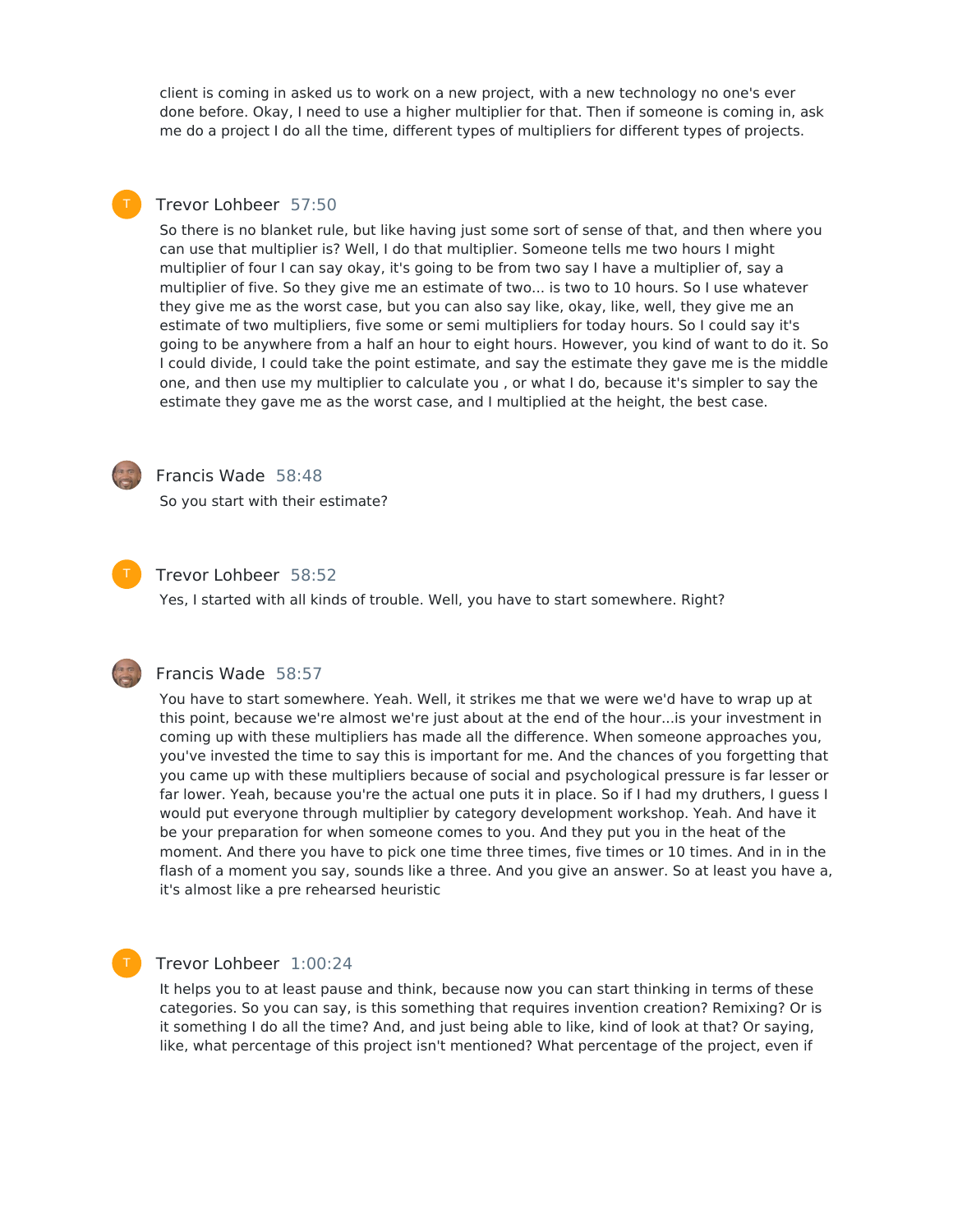client is coming in asked us to work on a new project, with a new technology no one's ever done before. Okay, I need to use a higher multiplier for that. Then if someone is coming in, ask me do a project I do all the time, different types of multipliers for different types of projects.

Trevor Lohbeer 57:50

So there is no blanket rule, but like having just some sort of sense of that, and then where you can use that multiplier is? Well, I do that multiplier. Someone tells me two hours I might multiplier of four I can say okay, it's going to be from two say I have a multiplier of, say a multiplier of five. So they give me an estimate of two... is two to 10 hours. So I use whatever they give me as the worst case, but you can also say like, okay, like, well, they give me an estimate of two multipliers, five some or semi multipliers for today hours. So I could say it's going to be anywhere from a half an hour to eight hours. However, you kind of want to do it. So I could divide, I could take the point estimate, and say the estimate they gave me is the middle one, and then use my multiplier to calculate you , or what I do, because it's simpler to say the estimate they gave me as the worst case, and I multiplied at the height, the best case.

Francis Wade 58:48

So you start with their estimate?

Trevor Lohbeer 58:52

Yes, I started with all kinds of trouble. Well, you have to start somewhere. Right?

Francis Wade 58:57

You have to start somewhere. Yeah. Well, it strikes me that we were we'd have to wrap up at this point, because we're almost we're just about at the end of the hour...is your investment in coming up with these multipliers has made all the difference. When someone approaches you, you've invested the time to say this is important for me. And the chances of you forgetting that you came up with these multipliers because of social and psychological pressure is far lesser or far lower. Yeah, because you're the actual one puts it in place. So if I had my druthers, I guess I would put everyone through multiplier by category development workshop. Yeah. And have it be your preparation for when someone comes to you. And they put you in the heat of the moment. And there you have to pick one time three times, five times or 10 times. And in in the flash of a moment you say, sounds like a three. And you give an answer. So at least you have a, it's almost like a pre rehearsed heuristic

Trevor Lohbeer 1:00:24

It helps you to at least pause and think, because now you can start thinking in terms of these categories. So you can say, is this something that requires invention creation? Remixing? Or is it something I do all the time? And, and just being able to like, kind of look at that? Or saying, like, what percentage of this project isn't mentioned? What percentage of the project, even if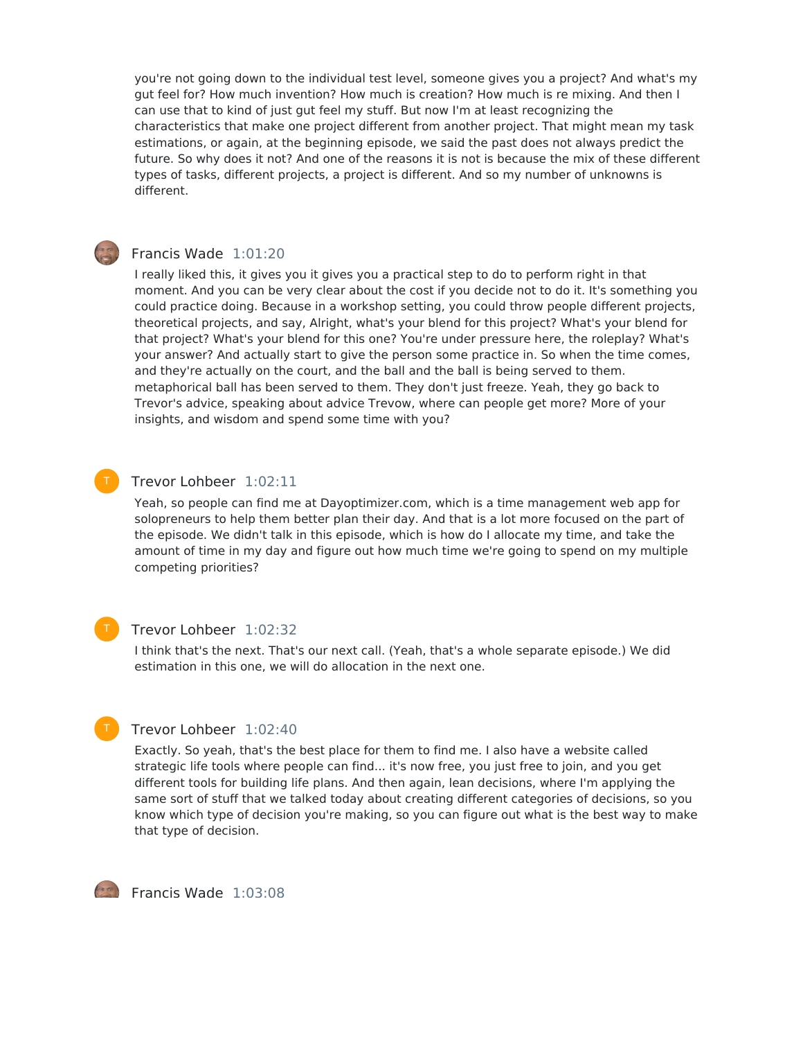you're not going down to the individual test level, someone gives you a project? And what's my gut feel for? How much invention? How much is creation? How much is re mixing. And then I can use that to kind of just gut feel my stuff. But now I'm at least recognizing the characteristics that make one project different from another project. That might mean my task estimations, or again, at the beginning episode, we said the past does not always predict the future. So why does it not? And one of the reasons it is not is because the mix of these different types of tasks, different projects, a project is different. And so my number of unknowns is different.

**Francis Wade** 1:01:20

I really liked this, it gives you it gives you a practical step to do to perform right in that moment. And you can be very clear about the cost if you decide not to do it. It's something you could practice doing. Because in a workshop setting, you could throw people different projects, theoretical projects, and say, Alright, what's your blend for this project? What's your blend for that project? What's your blend for this one? You're under pressure here, the roleplay? What's your answer? And actually start to give the person some practice in. So when the time comes, and they're actually on the court, and the ball and the ball is being served to them. metaphorical ball has been served to them. They don't just freeze. Yeah, they go back to Trevor's advice, speaking about advice Trevow, where can people get more? More of your insights, and wisdom and spend some time with you?

**Trevor Lohbeer** 1:02:11

Yeah, so people can find me at Dayoptimizer.com, which is a time management web app for solopreneurs to help them better plan their day. And that is a lot more focused on the part of the episode. We didn't talk in this episode, which is how do I allocate my time, and take the amount of time in my day and figure out how much time we're going to spend on my multiple competing priorities?

**Trevor Lohbeer** 1:02:32

I think that's the next. That's our next call. (Yeah, that's a whole separate episode.) We did estimation in this one, we will do allocation in the next one.

**Trevor Lohbeer** 1:02:40

Exactly. So yeah, that's the best place for them to find me. I also have a website called strategic life tools where people can find... it's now free, you just free to join, and you get different tools for building life plans. And then again, lean decisions, where I'm applying the same sort of stuff that we talked today about creating different categories of decisions, so you know which type of decision you're making, so you can figure out what is the best way to make that type of decision.

**Francis Wade** 1:03:08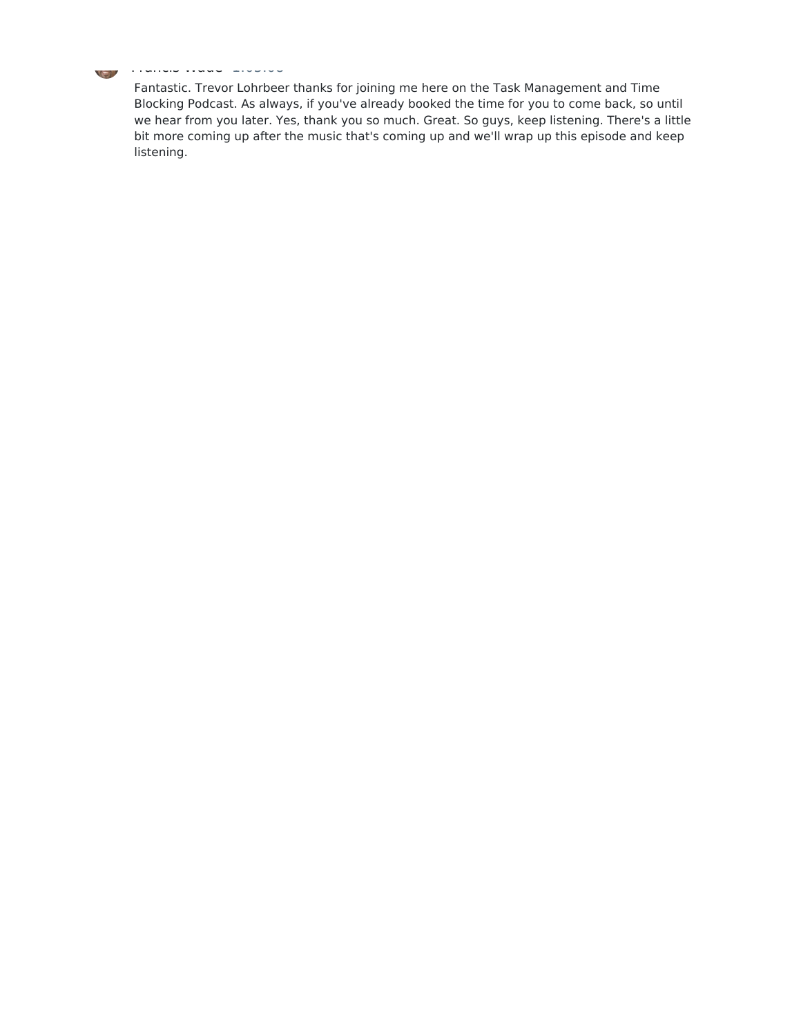Francis Wade 1:05:05

Fantastic. Trevor Lohrbeer thanks for joining me here on the Task Management and Time Blocking Podcast. As always, if you've already booked the time for you to come back, so until we hear from you later. Yes, thank you so much. Great. So guys, keep listening. There's a little bit more coming up after the music that's coming up and we'll wrap up this episode and keep listening.